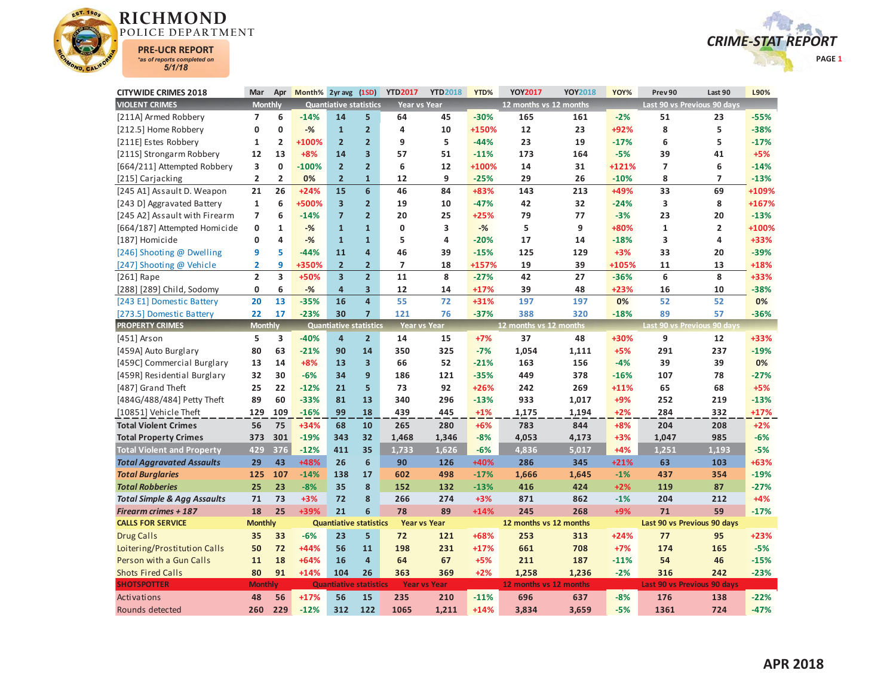# RICHMOND POLICE DEPARTMENT

**PRE-UCR REPORT**
*as of reports completed on 5/1/18

**CRIME-STAT REPORT**

| CITYWIDE CRIMES 2018 | Mar | Apr | Month% | 2yr avg | (1SD) | YTD2017 | YTD2018 | YTD% | YOY2017 | YOY2018 | YOY% | Prev 90 | Last 90 | L90% |
|---|---|---|---|---|---|---|---|---|---|---|---|---|---|---|
| **VIOLENT CRIMES** | Monthly | | | Quantiative statistics | | Year vs Year | | | 12 months vs 12 months | | | Last 90 vs Previous 90 days | | |
| [211A] Armed Robbery | 7 | 6 | -14% | 14 | 5 | 64 | 45 | -30% | 165 | 161 | -2% | 51 | 23 | -55% |
| [212.5] Home Robbery | 0 | 0 | -% | 1 | 2 | 4 | 10 | +150% | 12 | 23 | +92% | 8 | 5 | -38% |
| [211E] Estes Robbery | 1 | 2 | +100% | 2 | 2 | 9 | 5 | -44% | 23 | 19 | -17% | 6 | 5 | -17% |
| [211S] Strongarm Robbery | 12 | 13 | +8% | 14 | 3 | 57 | 51 | -11% | 173 | 164 | -5% | 39 | 41 | +5% |
| [664/211] Attempted Robbery | 3 | 0 | -100% | 2 | 2 | 6 | 12 | +100% | 14 | 31 | +121% | 7 | 6 | -14% |
| [215] Carjacking | 2 | 2 | 0% | 2 | 1 | 12 | 9 | -25% | 29 | 26 | -10% | 8 | 7 | -13% |
| [245 A1] Assault D. Weapon | 21 | 26 | +24% | 15 | 6 | 46 | 84 | +83% | 143 | 213 | +49% | 33 | 69 | +109% |
| [243 D] Aggravated Battery | 1 | 6 | +500% | 3 | 2 | 19 | 10 | -47% | 42 | 32 | -24% | 3 | 8 | +167% |
| [245 A2] Assault with Firearm | 7 | 6 | -14% | 7 | 2 | 20 | 25 | +25% | 79 | 77 | -3% | 23 | 20 | -13% |
| [664/187] Attempted Homicide | 0 | 1 | -% | 1 | 1 | 0 | 3 | -% | 5 | 9 | +80% | 1 | 2 | +100% |
| [187] Homicide | 0 | 4 | -% | 1 | 1 | 5 | 4 | -20% | 17 | 14 | -18% | 3 | 4 | +33% |
| [246] Shooting @ Dwelling | 9 | 5 | -44% | 11 | 4 | 46 | 39 | -15% | 125 | 129 | +3% | 33 | 20 | -39% |
| [247] Shooting @ Vehicle | 2 | 9 | +350% | 2 | 2 | 7 | 18 | +157% | 19 | 39 | +105% | 11 | 13 | +18% |
| [261] Rape | 2 | 3 | +50% | 3 | 2 | 11 | 8 | -27% | 42 | 27 | -36% | 6 | 8 | +33% |
| [288] [289] Child, Sodomy | 0 | 6 | -% | 4 | 3 | 12 | 14 | +17% | 39 | 48 | +23% | 16 | 10 | -38% |
| [243 E1] Domestic Battery | 20 | 13 | -35% | 16 | 4 | 55 | 72 | +31% | 197 | 197 | 0% | 52 | 52 | 0% |
| [273.5] Domestic Battery | 22 | 17 | -23% | 30 | 7 | 121 | 76 | -37% | 388 | 320 | -18% | 89 | 57 | -36% |
| **PROPERTY CRIMES** | Monthly | | | Quantiative statistics | | Year vs Year | | | 12 months vs 12 months | | | Last 90 vs Previous 90 days | | |
| [451] Arson | 5 | 3 | -40% | 4 | 2 | 14 | 15 | +7% | 37 | 48 | +30% | 9 | 12 | +33% |
| [459A] Auto Burglary | 80 | 63 | -21% | 90 | 14 | 350 | 325 | -7% | 1,054 | 1,111 | +5% | 291 | 237 | -19% |
| [459C] Commercial Burglary | 13 | 14 | +8% | 13 | 3 | 66 | 52 | -21% | 163 | 156 | -4% | 39 | 39 | 0% |
| [459R] Residential Burglary | 32 | 30 | -6% | 34 | 9 | 186 | 121 | -35% | 449 | 378 | -16% | 107 | 78 | -27% |
| [487] Grand Theft | 25 | 22 | -12% | 21 | 5 | 73 | 92 | +26% | 242 | 269 | +11% | 65 | 68 | +5% |
| [484G/488/484] Petty Theft | 89 | 60 | -33% | 81 | 13 | 340 | 296 | -13% | 933 | 1,017 | +9% | 252 | 219 | -13% |
| [10851] Vehicle Theft | 129 | 109 | -16% | 99 | 18 | 439 | 445 | +1% | 1,175 | 1,194 | +2% | 284 | 332 | +17% |
| **Total Violent Crimes** | 56 | 75 | +34% | 68 | 10 | 265 | 280 | +6% | 783 | 844 | +8% | 204 | 208 | +2% |
| **Total Property Crimes** | 373 | 301 | -19% | 343 | 32 | 1,468 | 1,346 | -8% | 4,053 | 4,173 | +3% | 1,047 | 985 | -6% |
| **Total Violent and Property** | 429 | 376 | -12% | 411 | 35 | 1,733 | 1,626 | -6% | 4,836 | 5,017 | +4% | 1,251 | 1,193 | -5% |
| ***Total Aggravated Assaults*** | 29 | 43 | +48% | 26 | 6 | 90 | 126 | +40% | 286 | 345 | +21% | 63 | 103 | +63% |
| ***Total Burglaries*** | 125 | 107 | -14% | 138 | 17 | 602 | 498 | -17% | 1,666 | 1,645 | -1% | 437 | 354 | -19% |
| ***Total Robberies*** | 25 | 23 | -8% | 35 | 8 | 152 | 132 | -13% | 416 | 424 | +2% | 119 | 87 | -27% |
| ***Total Simple & Agg Assaults*** | 71 | 73 | +3% | 72 | 8 | 266 | 274 | +3% | 871 | 862 | -1% | 204 | 212 | +4% |
| ***Firearm crimes + 187*** | 18 | 25 | +39% | 21 | 6 | 78 | 89 | +14% | 245 | 268 | +9% | 71 | 59 | -17% |
| **CALLS FOR SERVICE** | Monthly | | | Quantiative statistics | | Year vs Year | | | 12 months vs 12 months | | | Last 90 vs Previous 90 days | | |
| Drug Calls | 35 | 33 | -6% | 23 | 5 | 72 | 121 | +68% | 253 | 313 | +24% | 77 | 95 | +23% |
| Loitering/Prostitution Calls | 50 | 72 | +44% | 56 | 11 | 198 | 231 | +17% | 661 | 708 | +7% | 174 | 165 | -5% |
| Person with a Gun Calls | 11 | 18 | +64% | 16 | 4 | 64 | 67 | +5% | 211 | 187 | -11% | 54 | 46 | -15% |
| Shots Fired Calls | 80 | 91 | +14% | 104 | 26 | 363 | 369 | +2% | 1,258 | 1,236 | -2% | 316 | 242 | -23% |
| **SHOTSPOTTER** | Monthly | | | Quantiative statistics | | Year vs Year | | | 12 months vs 12 months | | | Last 90 vs Previous 90 days | | |
| Activations | 48 | 56 | +17% | 56 | 15 | 235 | 210 | -11% | 696 | 637 | -8% | 176 | 138 | -22% |
| Rounds detected | 260 | 229 | -12% | 312 | 122 | 1065 | 1,211 | +14% | 3,834 | 3,659 | -5% | 1361 | 724 | -47% |

**APR 2018**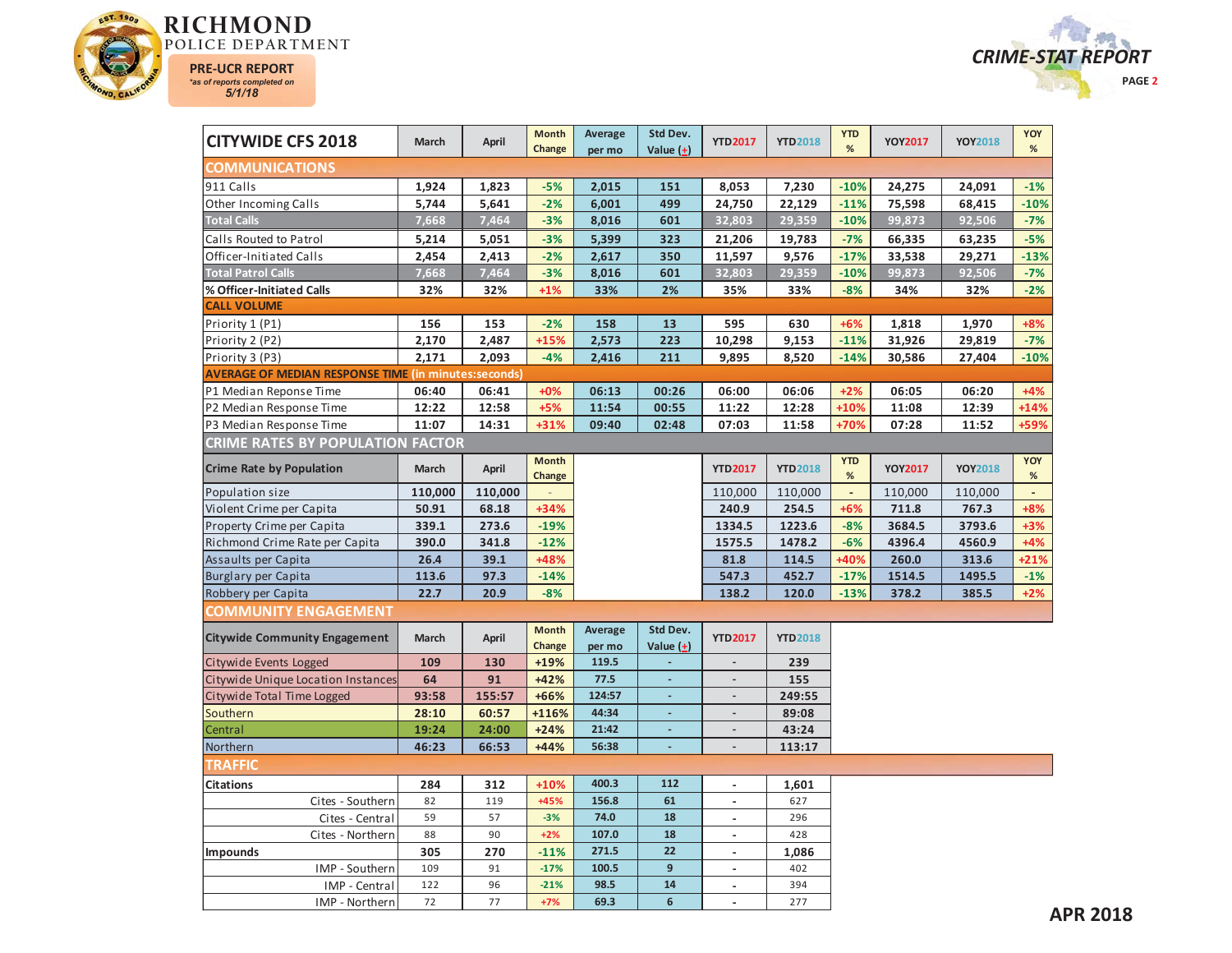# RICHMOND POLICE DEPARTMENT

**PRE-UCR REPORT**
*as of reports completed on*
*5/1/18*

**CRIME-STAT REPORT**

| CITYWIDE CFS 2018 | March | April | Month Change | Average per mo | Std Dev. Value (±) | YTD2017 | YTD2018 | YTD % | YOY2017 | YOY2018 | YOY % |
|---|---|---|---|---|---|---|---|---|---|---|---|
| **COMMUNICATIONS** | | | | | | | | | | | |
| 911 Calls | 1,924 | 1,823 | -5% | 2,015 | 151 | 8,053 | 7,230 | -10% | 24,275 | 24,091 | -1% |
| Other Incoming Calls | 5,744 | 5,641 | -2% | 6,001 | 499 | 24,750 | 22,129 | -11% | 75,598 | 68,415 | -10% |
| **Total Calls** | 7,668 | 7,464 | -3% | 8,016 | 601 | 32,803 | 29,359 | -10% | 99,873 | 92,506 | -7% |
| Calls Routed to Patrol | 5,214 | 5,051 | -3% | 5,399 | 323 | 21,206 | 19,783 | -7% | 66,335 | 63,235 | -5% |
| Officer-Initiated Calls | 2,454 | 2,413 | -2% | 2,617 | 350 | 11,597 | 9,576 | -17% | 33,538 | 29,271 | -13% |
| **Total Patrol Calls** | 7,668 | 7,464 | -3% | 8,016 | 601 | 32,803 | 29,359 | -10% | 99,873 | 92,506 | -7% |
| % Officer-Initiated Calls | 32% | 32% | +1% | 33% | 2% | 35% | 33% | -8% | 34% | 32% | -2% |
| **CALL VOLUME** | | | | | | | | | | | |
| Priority 1 (P1) | 156 | 153 | -2% | 158 | 13 | 595 | 630 | +6% | 1,818 | 1,970 | +8% |
| Priority 2 (P2) | 2,170 | 2,487 | +15% | 2,573 | 223 | 10,298 | 9,153 | -11% | 31,926 | 29,819 | -7% |
| Priority 3 (P3) | 2,171 | 2,093 | -4% | 2,416 | 211 | 9,895 | 8,520 | -14% | 30,586 | 27,404 | -10% |
| **AVERAGE OF MEDIAN RESPONSE TIME (in minutes:seconds)** | | | | | | | | | | | |
| P1 Median Reponse Time | 06:40 | 06:41 | +0% | 06:13 | 00:26 | 06:00 | 06:06 | +2% | 06:05 | 06:20 | +4% |
| P2 Median Response Time | 12:22 | 12:58 | +5% | 11:54 | 00:55 | 11:22 | 12:28 | +10% | 11:08 | 12:39 | +14% |
| P3 Median Response Time | 11:07 | 14:31 | +31% | 09:40 | 02:48 | 07:03 | 11:58 | +70% | 07:28 | 11:52 | +59% |

## CRIME RATES BY POPULATION FACTOR

| Crime Rate by Population | March | April | Month Change | YTD2017 | YTD2018 | YTD % | YOY2017 | YOY2018 | YOY % |
|---|---|---|---|---|---|---|---|---|---|
| Population size | 110,000 | 110,000 | - | 110,000 | 110,000 | - | 110,000 | 110,000 | - |
| Violent Crime per Capita | 50.91 | 68.18 | +34% | 240.9 | 254.5 | +6% | 711.8 | 767.3 | +8% |
| Property Crime per Capita | 339.1 | 273.6 | -19% | 1334.5 | 1223.6 | -8% | 3684.5 | 3793.6 | +3% |
| Richmond Crime Rate per Capita | 390.0 | 341.8 | -12% | 1575.5 | 1478.2 | -6% | 4396.4 | 4560.9 | +4% |
| Assaults per Capita | 26.4 | 39.1 | +48% | 81.8 | 114.5 | +40% | 260.0 | 313.6 | +21% |
| Burglary per Capita | 113.6 | 97.3 | -14% | 547.3 | 452.7 | -17% | 1514.5 | 1495.5 | -1% |
| Robbery per Capita | 22.7 | 20.9 | -8% | 138.2 | 120.0 | -13% | 378.2 | 385.5 | +2% |

## COMMUNITY ENGAGEMENT

| Citywide Community Engagement | March | April | Month Change | Average per mo | Std Dev. Value (±) | YTD2017 | YTD2018 |
|---|---|---|---|---|---|---|---|
| Citywide Events Logged | 109 | 130 | +19% | 119.5 | - | - | 239 |
| Citywide Unique Location Instances | 64 | 91 | +42% | 77.5 | - | - | 155 |
| Citywide Total Time Logged | 93:58 | 155:57 | +66% | 124:57 | - | - | 249:55 |
| Southern | 28:10 | 60:57 | +116% | 44:34 | - | - | 89:08 |
| Central | 19:24 | 24:00 | +24% | 21:42 | - | - | 43:24 |
| Northern | 46:23 | 66:53 | +44% | 56:38 | - | - | 113:17 |

## TRAFFIC

| | March | April | Month Change | Average per mo | Std Dev. Value (±) | YTD2017 | YTD2018 |
|---|---|---|---|---|---|---|---|
| **Citations** | 284 | 312 | +10% | 400.3 | 112 | - | 1,601 |
| Cites - Southern | 82 | 119 | +45% | 156.8 | 61 | - | 627 |
| Cites - Central | 59 | 57 | -3% | 74.0 | 18 | - | 296 |
| Cites - Northern | 88 | 90 | +2% | 107.0 | 18 | - | 428 |
| **Impounds** | 305 | 270 | -11% | 271.5 | 22 | - | 1,086 |
| IMP - Southern | 109 | 91 | -17% | 100.5 | 9 | - | 402 |
| IMP - Central | 122 | 96 | -21% | 98.5 | 14 | - | 394 |
| IMP - Northern | 72 | 77 | +7% | 69.3 | 6 | - | 277 |

APR 2018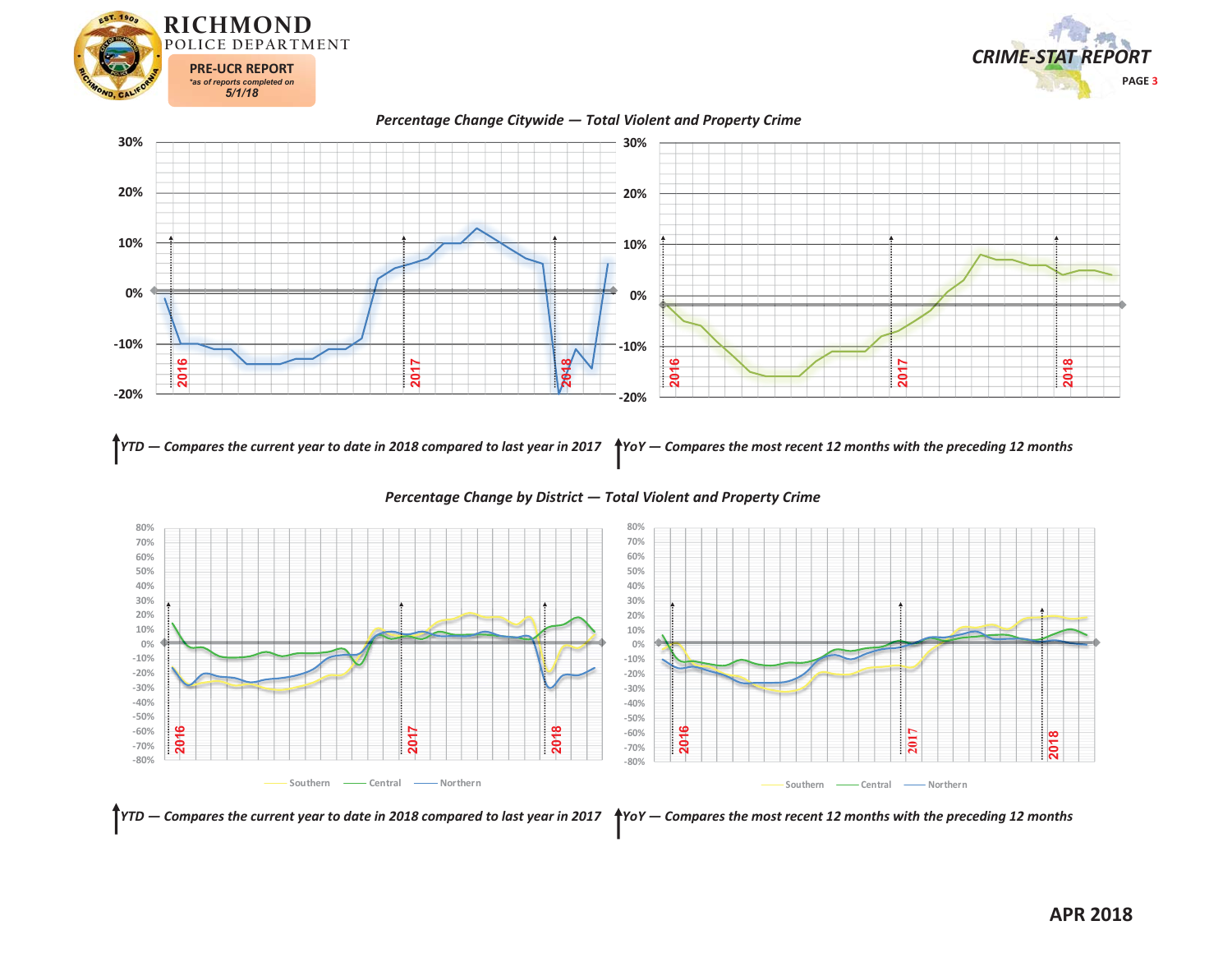# RICHMOND POLICE DEPARTMENT

**PRE-UCR REPORT**
*as of reports completed on*
*5/1/18*

**CRIME-STAT REPORT**

## *Percentage Change Citywide — Total Violent and Property Crime*

*YTD — Compares the current year to date in 2018 compared to last year in 2017*

*YoY — Compares the most recent 12 months with the preceding 12 months*

## *Percentage Change by District — Total Violent and Property Crime*

Southern — Central — Northern

*YTD — Compares the current year to date in 2018 compared to last year in 2017*

*YoY — Compares the most recent 12 months with the preceding 12 months*

**APR 2018**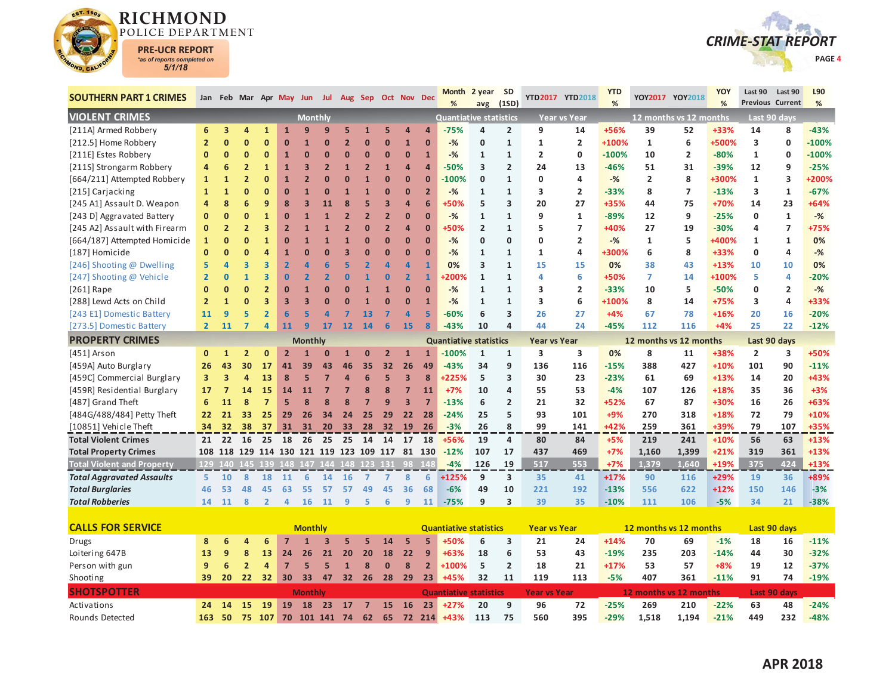# RICHMOND POLICE DEPARTMENT

**PRE-UCR REPORT**
*as of reports completed on*
**5/1/18**

## CRIME-STAT REPORT

| SOUTHERN PART 1 CRIMES | Jan | Feb | Mar | Apr | May | Jun | Jul | Aug | Sep | Oct | Nov | Dec | Month % | 2 year avg | SD (1SD) | YTD2017 | YTD2018 | YTD % | YOY2017 | YOY2018 | YOY % | Last 90 Previous | Last 90 Current | L90 % |
|---|---|---|---|---|---|---|---|---|---|---|---|---|---|---|---|---|---|---|---|---|---|---|---|---|
| **VIOLENT CRIMES** | Monthly | | | | | | | | | | | | Quantiative statistics | | | Year vs Year | | | 12 months vs 12 months | | | Last 90 days | | |
| [211A] Armed Robbery | 6 | 3 | 4 | 1 | 1 | 9 | 9 | 5 | 1 | 5 | 4 | 4 | -75% | 4 | 2 | 9 | 14 | +56% | 39 | 52 | +33% | 14 | 8 | -43% |
| [212.5] Home Robbery | 2 | 0 | 0 | 0 | 0 | 1 | 0 | 2 | 0 | 0 | 1 | 0 | -% | 0 | 1 | 1 | 2 | +100% | 1 | 6 | +500% | 3 | 0 | -100% |
| [211E] Estes Robbery | 0 | 0 | 0 | 0 | 1 | 0 | 0 | 0 | 0 | 0 | 0 | 1 | -% | 1 | 1 | 2 | 0 | -100% | 10 | 2 | -80% | 1 | 0 | -100% |
| [211S] Strongarm Robbery | 4 | 6 | 2 | 1 | 1 | 3 | 2 | 1 | 2 | 1 | 4 | 4 | -50% | 3 | 2 | 24 | 13 | -46% | 51 | 31 | -39% | 12 | 9 | -25% |
| [664/211] Attempted Robbery | 1 | 1 | 2 | 0 | 1 | 2 | 0 | 0 | 1 | 0 | 0 | 0 | -100% | 0 | 1 | 0 | 4 | -% | 2 | 8 | +300% | 1 | 3 | +200% |
| [215] Carjacking | 1 | 1 | 0 | 0 | 0 | 1 | 0 | 1 | 1 | 0 | 0 | 2 | -% | 1 | 1 | 3 | 2 | -33% | 8 | 7 | -13% | 3 | 1 | -67% |
| [245 A1] Assault D. Weapon | 4 | 8 | 6 | 9 | 8 | 3 | 11 | 8 | 5 | 3 | 4 | 6 | +50% | 5 | 3 | 20 | 27 | +35% | 44 | 75 | +70% | 14 | 23 | +64% |
| [243 D] Aggravated Battery | 0 | 0 | 0 | 1 | 0 | 1 | 1 | 2 | 2 | 2 | 0 | 0 | -% | 1 | 1 | 9 | 1 | -89% | 12 | 9 | -25% | 0 | 1 | -% |
| [245 A2] Assault with Firearm | 0 | 2 | 2 | 3 | 2 | 1 | 1 | 2 | 0 | 2 | 4 | 0 | +50% | 2 | 1 | 5 | 7 | +40% | 27 | 19 | -30% | 4 | 7 | +75% |
| [664/187] Attempted Homicide | 1 | 0 | 0 | 1 | 0 | 1 | 1 | 1 | 0 | 0 | 0 | 0 | -% | 0 | 0 | 0 | 2 | -% | 1 | 5 | +400% | 1 | 1 | 0% |
| [187] Homicide | 0 | 0 | 0 | 4 | 1 | 0 | 0 | 3 | 0 | 0 | 0 | 0 | -% | 1 | 1 | 1 | 4 | +300% | 6 | 8 | +33% | 0 | 4 | -% |
| [246] Shooting @ Dwelling | 5 | 4 | 3 | 3 | 2 | 4 | 6 | 5 | 2 | 4 | 4 | 1 | 0% | 3 | 1 | 15 | 15 | 0% | 38 | 43 | +13% | 10 | 10 | 0% |
| [247] Shooting @ Vehicle | 2 | 0 | 1 | 3 | 0 | 2 | 2 | 0 | 1 | 0 | 2 | 1 | +200% | 1 | 1 | 4 | 6 | +50% | 7 | 14 | +100% | 5 | 4 | -20% |
| [261] Rape | 0 | 0 | 0 | 2 | 0 | 1 | 0 | 0 | 1 | 1 | 0 | 0 | -% | 1 | 1 | 3 | 2 | -33% | 10 | 5 | -50% | 0 | 2 | -% |
| [288] Lewd Acts on Child | 2 | 1 | 0 | 3 | 3 | 3 | 0 | 0 | 1 | 0 | 0 | 1 | -% | 1 | 1 | 3 | 6 | +100% | 8 | 14 | +75% | 3 | 4 | +33% |
| [243 E1] Domestic Battery | 11 | 9 | 5 | 2 | 6 | 5 | 4 | 7 | 13 | 7 | 4 | 5 | -60% | 6 | 3 | 26 | 27 | +4% | 67 | 78 | +16% | 20 | 16 | -20% |
| [273.5] Domestic Battery | 2 | 11 | 7 | 4 | 11 | 9 | 17 | 12 | 14 | 6 | 15 | 8 | -43% | 10 | 4 | 44 | 24 | -45% | 112 | 116 | +4% | 25 | 22 | -12% |
| **PROPERTY CRIMES** | Monthly | | | | | | | | | | | | Quantiative statistics | | | Year vs Year | | | 12 months vs 12 months | | | Last 90 days | | |
| [451] Arson | 0 | 1 | 2 | 0 | 2 | 1 | 0 | 1 | 0 | 2 | 1 | 1 | -100% | 1 | 1 | 3 | 3 | 0% | 8 | 11 | +38% | 2 | 3 | +50% |
| [459A] Auto Burglary | 26 | 43 | 30 | 17 | 41 | 39 | 43 | 46 | 35 | 32 | 26 | 49 | -43% | 34 | 9 | 136 | 116 | -15% | 388 | 427 | +10% | 101 | 90 | -11% |
| [459C] Commercial Burglary | 3 | 3 | 4 | 13 | 8 | 5 | 7 | 4 | 6 | 5 | 3 | 8 | +225% | 5 | 3 | 30 | 23 | -23% | 61 | 69 | +13% | 14 | 20 | +43% |
| [459R] Residential Burglary | 17 | 7 | 14 | 15 | 14 | 11 | 7 | 7 | 8 | 8 | 7 | 11 | +7% | 10 | 4 | 55 | 53 | -4% | 107 | 126 | +18% | 35 | 36 | +3% |
| [487] Grand Theft | 6 | 11 | 8 | 7 | 5 | 8 | 8 | 8 | 7 | 9 | 3 | 7 | -13% | 6 | 2 | 21 | 32 | +52% | 67 | 87 | +30% | 16 | 26 | +63% |
| [484G/488/484] Petty Theft | 22 | 21 | 33 | 25 | 29 | 26 | 34 | 24 | 25 | 29 | 22 | 28 | -24% | 25 | 5 | 93 | 101 | +9% | 270 | 318 | +18% | 72 | 79 | +10% |
| [10851] Vehicle Theft | 34 | 32 | 38 | 37 | 31 | 31 | 20 | 33 | 28 | 32 | 19 | 26 | -3% | 26 | 8 | 99 | 141 | +42% | 259 | 361 | +39% | 79 | 107 | +35% |
| **Total Violent Crimes** | 21 | 22 | 16 | 25 | 18 | 26 | 25 | 25 | 14 | 14 | 17 | 18 | +56% | 19 | 4 | 80 | 84 | +5% | 219 | 241 | +10% | 56 | 63 | +13% |
| **Total Property Crimes** | 108 | 118 | 129 | 114 | 130 | 121 | 119 | 123 | 109 | 117 | 81 | 130 | -12% | 107 | 17 | 437 | 469 | +7% | 1,160 | 1,399 | +21% | 319 | 361 | +13% |
| **Total Violent and Property** | 129 | 140 | 145 | 139 | 148 | 147 | 144 | 148 | 123 | 131 | 98 | 148 | -4% | 126 | 19 | 517 | 553 | +7% | 1,379 | 1,640 | +19% | 375 | 424 | +13% |
| ***Total Aggravated Assaults*** | 5 | 10 | 8 | 18 | 11 | 6 | 14 | 16 | 7 | 7 | 8 | 6 | +125% | 9 | 3 | 35 | 41 | +17% | 90 | 116 | +29% | 19 | 36 | +89% |
| ***Total Burglaries*** | 46 | 53 | 48 | 45 | 63 | 55 | 57 | 57 | 49 | 45 | 36 | 68 | -6% | 49 | 10 | 221 | 192 | -13% | 556 | 622 | +12% | 150 | 146 | -3% |
| ***Total Robberies*** | 14 | 11 | 8 | 2 | 4 | 16 | 11 | 9 | 5 | 6 | 9 | 11 | -75% | 9 | 3 | 39 | 35 | -10% | 111 | 106 | -5% | 34 | 21 | -38% |
| **CALLS FOR SERVICE** | Monthly | | | | | | | | | | | | Quantiative statistics | | | Year vs Year | | | 12 months vs 12 months | | | Last 90 days | | |
| Drugs | 8 | 6 | 4 | 6 | 7 | 1 | 3 | 5 | 5 | 14 | 5 | 5 | +50% | 6 | 3 | 21 | 24 | +14% | 70 | 69 | -1% | 18 | 16 | -11% |
| Loitering 647B | 13 | 9 | 8 | 13 | 24 | 26 | 21 | 20 | 20 | 18 | 22 | 9 | +63% | 18 | 6 | 53 | 43 | -19% | 235 | 203 | -14% | 44 | 30 | -32% |
| Person with gun | 9 | 6 | 2 | 4 | 7 | 5 | 5 | 1 | 8 | 0 | 8 | 2 | +100% | 5 | 2 | 18 | 21 | +17% | 53 | 57 | +8% | 19 | 12 | -37% |
| Shooting | 39 | 20 | 22 | 32 | 30 | 33 | 47 | 32 | 26 | 28 | 29 | 23 | +45% | 32 | 11 | 119 | 113 | -5% | 407 | 361 | -11% | 91 | 74 | -19% |
| **SHOTSPOTTER** | Monthly | | | | | | | | | | | | Quantiative statistics | | | Year vs Year | | | 12 months vs 12 months | | | Last 90 days | | |
| Activations | 24 | 14 | 15 | 19 | 19 | 18 | 23 | 17 | 7 | 15 | 16 | 23 | +27% | 20 | 9 | 96 | 72 | -25% | 269 | 210 | -22% | 63 | 48 | -24% |
| Rounds Detected | 163 | 50 | 75 | 107 | 70 | 101 | 141 | 74 | 62 | 65 | 72 | 214 | +43% | 113 | 75 | 560 | 395 | -29% | 1,518 | 1,194 | -21% | 449 | 232 | -48% |

**APR 2018**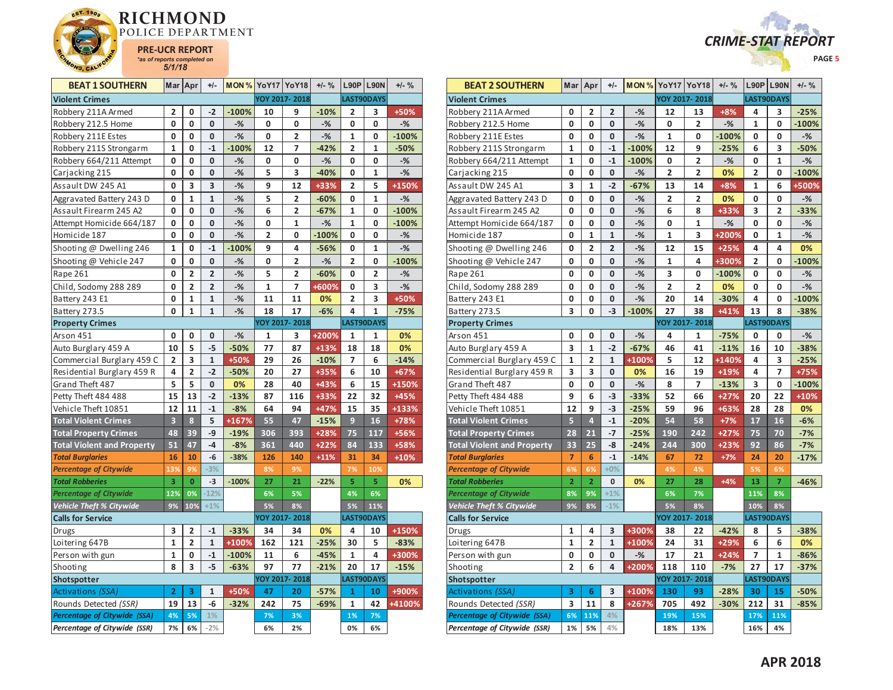# RICHMOND POLICE DEPARTMENT

**PRE-UCR REPORT**
*as of reports completed on 5/1/18

**CRIME-STAT REPORT**

| BEAT 1 SOUTHERN | Mar | Apr | +/- | MON % | YoY17 | YoY18 | +/- % | L90P | L90N | +/- % |
|---|---|---|---|---|---|---|---|---|---|---|
| **Violent Crimes** | | | | | YOY 2017- 2018 | | | LAST90DAYS | | |
| Robbery 211A Armed | 2 | 0 | -2 | -100% | 10 | 9 | -10% | 2 | 3 | +50% |
| Robbery 212.5 Home | 0 | 0 | 0 | -% | 0 | 0 | -% | 0 | 0 | -% |
| Robbery 211E Estes | 0 | 0 | 0 | -% | 0 | 2 | -% | 1 | 0 | -100% |
| Robbery 211S Strongarm | 1 | 0 | -1 | -100% | 12 | 7 | -42% | 2 | 1 | -50% |
| Robbery 664/211 Attempt | 0 | 0 | 0 | -% | 0 | 0 | -% | 0 | 0 | -% |
| Carjacking 215 | 0 | 0 | 0 | -% | 5 | 3 | -40% | 0 | 1 | -% |
| Assault DW 245 A1 | 0 | 3 | 3 | -% | 9 | 12 | +33% | 2 | 5 | +150% |
| Aggravated Battery 243 D | 0 | 1 | 1 | -% | 5 | 2 | -60% | 0 | 1 | -% |
| Assault Firearm 245 A2 | 0 | 0 | 0 | -% | 6 | 2 | -67% | 1 | 0 | -100% |
| Attempt Homicide 664/187 | 0 | 0 | 0 | -% | 0 | 1 | -% | 1 | 0 | -100% |
| Homicide 187 | 0 | 0 | 0 | -% | 2 | 0 | -100% | 0 | 0 | -% |
| Shooting @ Dwelling 246 | 1 | 0 | -1 | -100% | 9 | 4 | -56% | 0 | 1 | -% |
| Shooting @ Vehicle 247 | 0 | 0 | 0 | -% | 0 | 2 | -% | 2 | 0 | -100% |
| Rape 261 | 0 | 2 | 2 | -% | 5 | 2 | -60% | 0 | 2 | -% |
| Child, Sodomy 288 289 | 0 | 2 | 2 | -% | 1 | 7 | +600% | 0 | 3 | -% |
| Battery 243 E1 | 0 | 1 | 1 | -% | 11 | 11 | 0% | 2 | 3 | +50% |
| Battery 273.5 | 0 | 1 | 1 | -% | 18 | 17 | -6% | 4 | 1 | -75% |
| **Property Crimes** | | | | | YOY 2017- 2018 | | | LAST90DAYS | | |
| Arson 451 | 0 | 0 | 0 | -% | 1 | 3 | +200% | 1 | 1 | 0% |
| Auto Burglary 459 A | 10 | 5 | -5 | -50% | 77 | 87 | +13% | 18 | 18 | 0% |
| Commercial Burglary 459 C | 2 | 3 | 1 | +50% | 29 | 26 | -10% | 7 | 6 | -14% |
| Residential Burglary 459 R | 4 | 2 | -2 | -50% | 20 | 27 | +35% | 6 | 10 | +67% |
| Grand Theft 487 | 5 | 5 | 0 | 0% | 28 | 40 | +43% | 6 | 15 | +150% |
| Petty Theft 484 488 | 15 | 13 | -2 | -13% | 87 | 116 | +33% | 22 | 32 | +45% |
| Vehicle Theft 10851 | 12 | 11 | -1 | -8% | 64 | 94 | +47% | 15 | 35 | +133% |
| **Total Violent Crimes** | 3 | 8 | 5 | +167% | 55 | 47 | -15% | 9 | 16 | +78% |
| **Total Property Crimes** | 48 | 39 | -9 | -19% | 306 | 393 | +28% | 75 | 117 | +56% |
| **Total Violent and Property** | 51 | 47 | -4 | -8% | 361 | 440 | +22% | 84 | 133 | +58% |
| ***Total Burglaries*** | 16 | 10 | -6 | -38% | 126 | 140 | +11% | 31 | 34 | +10% |
| *Percentage of Citywide* | 13% | 9% | -3% | | 8% | 9% | | 7% | 10% | |
| ***Total Robberies*** | 3 | 0 | -3 | -100% | 27 | 21 | -22% | 5 | 5 | 0% |
| *Percentage of Citywide* | 12% | 0% | -12% | | 6% | 5% | | 4% | 6% | |
| *Vehicle Theft % Citywide* | 9% | 10% | +1% | | 5% | 8% | | 5% | 11% | |
| **Calls for Service** | | | | | YOY 2017- 2018 | | | LAST90DAYS | | |
| Drugs | 3 | 2 | -1 | -33% | 34 | 34 | 0% | 4 | 10 | +150% |
| Loitering 647B | 1 | 2 | 1 | +100% | 162 | 121 | -25% | 30 | 5 | -83% |
| Person with gun | 1 | 0 | -1 | -100% | 11 | 6 | -45% | 1 | 4 | +300% |
| Shooting | 8 | 3 | -5 | -63% | 97 | 77 | -21% | 20 | 17 | -15% |
| **Shotspotter** | | | | | YOY 2017- 2018 | | | LAST90DAYS | | |
| *Activations (SSA)* | 2 | 3 | 1 | +50% | 47 | 20 | -57% | 1 | 10 | +900% |
| *Rounds Detected (SSR)* | 19 | 13 | -6 | -32% | 242 | 75 | -69% | 1 | 42 | +4100% |
| ***Percentage of Citywide (SSA)*** | 4% | 5% | 1% | | 7% | 3% | | 1% | 7% | |
| ***Percentage of Citywide (SSR)*** | 7% | 6% | -2% | | 6% | 2% | | 0% | 6% | |

| BEAT 2 SOUTHERN | Mar | Apr | +/- | MON % | YoY17 | YoY18 | +/- % | L90P | L90N | +/- % |
|---|---|---|---|---|---|---|---|---|---|---|
| **Violent Crimes** | | | | | YOY 2017- 2018 | | | LAST90DAYS | | |
| Robbery 211A Armed | 0 | 2 | 2 | -% | 12 | 13 | +8% | 4 | 3 | -25% |
| Robbery 212.5 Home | 0 | 0 | 0 | -% | 0 | 2 | -% | 1 | 0 | -100% |
| Robbery 211E Estes | 0 | 0 | 0 | -% | 1 | 0 | -100% | 0 | 0 | -% |
| Robbery 211S Strongarm | 1 | 0 | -1 | -100% | 12 | 9 | -25% | 6 | 3 | -50% |
| Robbery 664/211 Attempt | 1 | 0 | -1 | -100% | 0 | 2 | -% | 0 | 1 | -% |
| Carjacking 215 | 0 | 0 | 0 | -% | 2 | 2 | 0% | 2 | 0 | -100% |
| Assault DW 245 A1 | 3 | 1 | -2 | -67% | 13 | 14 | +8% | 1 | 6 | +500% |
| Aggravated Battery 243 D | 0 | 0 | 0 | -% | 2 | 2 | 0% | 0 | 0 | -% |
| Assault Firearm 245 A2 | 0 | 0 | 0 | -% | 6 | 8 | +33% | 3 | 2 | -33% |
| Attempt Homicide 664/187 | 0 | 0 | 0 | -% | 0 | 1 | -% | 0 | 0 | -% |
| Homicide 187 | 0 | 1 | 1 | -% | 1 | 3 | +200% | 0 | 1 | -% |
| Shooting @ Dwelling 246 | 0 | 2 | 2 | -% | 12 | 15 | +25% | 4 | 4 | 0% |
| Shooting @ Vehicle 247 | 0 | 0 | 0 | -% | 1 | 4 | +300% | 2 | 0 | -100% |
| Rape 261 | 0 | 0 | 0 | -% | 3 | 0 | -100% | 0 | 0 | -% |
| Child, Sodomy 288 289 | 0 | 0 | 0 | -% | 2 | 2 | 0% | 0 | 0 | -% |
| Battery 243 E1 | 0 | 0 | 0 | -% | 20 | 14 | -30% | 4 | 0 | -100% |
| Battery 273.5 | 3 | 0 | -3 | -100% | 27 | 38 | +41% | 13 | 8 | -38% |
| **Property Crimes** | | | | | YOY 2017- 2018 | | | LAST90DAYS | | |
| Arson 451 | 0 | 0 | 0 | -% | 4 | 1 | -75% | 0 | 0 | -% |
| Auto Burglary 459 A | 3 | 1 | -2 | -67% | 46 | 41 | -11% | 16 | 10 | -38% |
| Commercial Burglary 459 C | 1 | 2 | 1 | +100% | 5 | 12 | +140% | 4 | 3 | -25% |
| Residential Burglary 459 R | 3 | 3 | 0 | 0% | 16 | 19 | +19% | 4 | 7 | +75% |
| Grand Theft 487 | 0 | 0 | 0 | -% | 8 | 7 | -13% | 3 | 0 | -100% |
| Petty Theft 484 488 | 9 | 6 | -3 | -33% | 52 | 66 | +27% | 20 | 22 | +10% |
| Vehicle Theft 10851 | 12 | 9 | -3 | -25% | 59 | 96 | +63% | 28 | 28 | 0% |
| **Total Violent Crimes** | 5 | 4 | -1 | -20% | 54 | 58 | +7% | 17 | 16 | -6% |
| **Total Property Crimes** | 28 | 21 | -7 | -25% | 190 | 242 | +27% | 75 | 70 | -7% |
| **Total Violent and Property** | 33 | 25 | -8 | -24% | 244 | 300 | +23% | 92 | 86 | -7% |
| ***Total Burglaries*** | 7 | 6 | -1 | -14% | 67 | 72 | +7% | 24 | 20 | -17% |
| *Percentage of Citywide* | 6% | 6% | +0% | | 4% | 4% | | 5% | 6% | |
| ***Total Robberies*** | 2 | 2 | 0 | 0% | 27 | 28 | +4% | 13 | 7 | -46% |
| *Percentage of Citywide* | 8% | 9% | +1% | | 6% | 7% | | 11% | 8% | |
| *Vehicle Theft % Citywide* | 9% | 8% | -1% | | 5% | 8% | | 10% | 8% | |
| **Calls for Service** | | | | | YOY 2017- 2018 | | | LAST90DAYS | | |
| Drugs | 1 | 4 | 3 | +300% | 38 | 22 | -42% | 8 | 5 | -38% |
| Loitering 647B | 1 | 2 | 1 | +100% | 24 | 31 | +29% | 6 | 6 | 0% |
| Person with gun | 0 | 0 | 0 | -% | 17 | 21 | +24% | 7 | 1 | -86% |
| Shooting | 2 | 6 | 4 | +200% | 118 | 110 | -7% | 27 | 17 | -37% |
| **Shotspotter** | | | | | YOY 2017- 2018 | | | LAST90DAYS | | |
| *Activations (SSA)* | 3 | 6 | 3 | +100% | 130 | 93 | -28% | 30 | 15 | -50% |
| *Rounds Detected (SSR)* | 3 | 11 | 8 | +267% | 705 | 492 | -30% | 212 | 31 | -85% |
| ***Percentage of Citywide (SSA)*** | 6% | 11% | 4% | | 19% | 15% | | 17% | 11% | |
| ***Percentage of Citywide (SSR)*** | 1% | 5% | 4% | | 18% | 13% | | 16% | 4% | |

**APR 2018**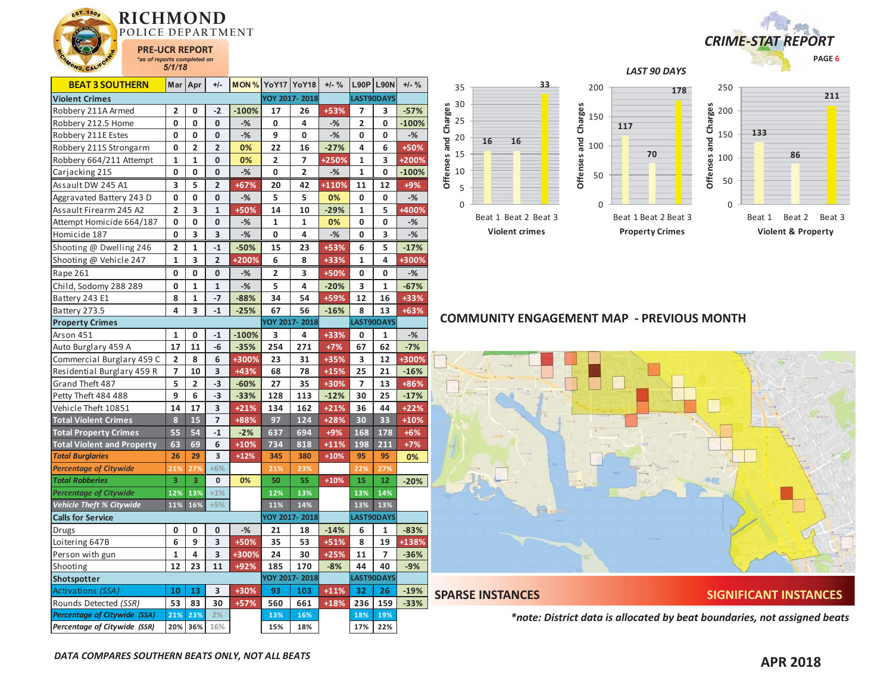# RICHMOND POLICE DEPARTMENT

**PRE-UCR REPORT**
*as of reports completed on 5/1/18*

## CRIME-STAT REPORT

| BEAT 3 SOUTHERN | Mar | Apr | +/- | MON % | YoY17 | YoY18 | +/- % | L90P | L90N | +/- % |
|---|---|---|---|---|---|---|---|---|---|---|
| **Violent Crimes** | | | | | YOY 2017-2018 | | | LAST90DAYS | | |
| Robbery 211A Armed | 2 | 0 | -2 | -100% | 17 | 26 | +53% | 7 | 3 | -57% |
| Robbery 212.5 Home | 0 | 0 | 0 | -% | 0 | 4 | -% | 2 | 0 | -100% |
| Robbery 211E Estes | 0 | 0 | 0 | -% | 9 | 0 | -% | 0 | 0 | -% |
| Robbery 211S Strongarm | 0 | 2 | 2 | 0% | 22 | 16 | -27% | 4 | 6 | +50% |
| Robbery 664/211 Attempt | 1 | 1 | 0 | 0% | 2 | 7 | +250% | 1 | 3 | +200% |
| Carjacking 215 | 0 | 0 | 0 | -% | 0 | 2 | -% | 1 | 0 | -100% |
| Assault DW 245 A1 | 3 | 5 | 2 | +67% | 20 | 42 | +110% | 11 | 12 | +9% |
| Aggravated Battery 243 D | 0 | 0 | 0 | -% | 5 | 5 | 0% | 0 | 0 | -% |
| Assault Firearm 245 A2 | 2 | 3 | 1 | +50% | 14 | 10 | -29% | 1 | 5 | +400% |
| Attempt Homicide 664/187 | 0 | 0 | 0 | -% | 1 | 1 | 0% | 0 | 0 | -% |
| Homicide 187 | 0 | 3 | 3 | -% | 0 | 4 | -% | 0 | 3 | -% |
| Shooting @ Dwelling 246 | 2 | 1 | -1 | -50% | 15 | 23 | +53% | 6 | 5 | -17% |
| Shooting @ Vehicle 247 | 1 | 3 | 2 | +200% | 6 | 8 | +33% | 1 | 4 | +300% |
| Rape 261 | 0 | 0 | 0 | -% | 2 | 3 | +50% | 0 | 0 | -% |
| Child, Sodomy 288 289 | 0 | 1 | 1 | -% | 5 | 4 | -20% | 3 | 1 | -67% |
| Battery 243 E1 | 8 | 1 | -7 | -88% | 34 | 54 | +59% | 12 | 16 | +33% |
| Battery 273.5 | 4 | 3 | -1 | -25% | 67 | 56 | -16% | 8 | 13 | +63% |
| **Property Crimes** | | | | | YOY 2017-2018 | | | LAST90DAYS | | |
| Arson 451 | 1 | 0 | -1 | -100% | 3 | 4 | +33% | 0 | 1 | -% |
| Auto Burglary 459 A | 17 | 11 | -6 | -35% | 254 | 271 | +7% | 67 | 62 | -7% |
| Commercial Burglary 459 C | 2 | 8 | 6 | +300% | 23 | 31 | +35% | 3 | 12 | +300% |
| Residential Burglary 459 R | 7 | 10 | 3 | +43% | 68 | 78 | +15% | 25 | 21 | -16% |
| Grand Theft 487 | 5 | 2 | -3 | -60% | 27 | 35 | +30% | 7 | 13 | +86% |
| Petty Theft 484 488 | 9 | 6 | -3 | -33% | 128 | 113 | -12% | 30 | 25 | -17% |
| Vehicle Theft 10851 | 14 | 17 | 3 | +21% | 134 | 162 | +21% | 36 | 44 | +22% |
| **Total Violent Crimes** | 8 | 15 | 7 | +88% | 97 | 124 | +28% | 30 | 33 | +10% |
| **Total Property Crimes** | 55 | 54 | -1 | -2% | 637 | 694 | +9% | 168 | 178 | +6% |
| **Total Violent and Property** | 63 | 69 | 6 | +10% | 734 | 818 | +11% | 198 | 211 | +7% |
| ***Total Burglaries*** | 26 | 29 | 3 | +12% | 345 | 380 | +10% | 95 | 95 | 0% |
| ***Percentage of Citywide*** | 21% | 27% | +6% | | 21% | 23% | | 22% | 27% | |
| ***Total Robberies*** | 3 | 3 | 0 | 0% | 50 | 55 | +10% | 15 | 12 | -20% |
| ***Percentage of Citywide*** | 12% | 13% | +1% | | 12% | 13% | | 13% | 14% | |
| ***Vehicle Theft % Citywide*** | 11% | 16% | +5% | | 11% | 14% | | 13% | 13% | |
| **Calls for Service** | | | | | YOY 2017-2018 | | | LAST90DAYS | | |
| Drugs | 0 | 0 | 0 | -% | 21 | 18 | -14% | 6 | 1 | -83% |
| Loitering 647B | 6 | 9 | 3 | +50% | 35 | 53 | +51% | 8 | 19 | +138% |
| Person with gun | 1 | 4 | 3 | +300% | 24 | 30 | +25% | 11 | 7 | -36% |
| Shooting | 12 | 23 | 11 | +92% | 185 | 170 | -8% | 44 | 40 | -9% |
| **Shotspotter** | | | | | YOY 2017-2018 | | | LAST90DAYS | | |
| *Activations (SSA)* | 10 | 13 | 3 | +30% | 93 | 103 | +11% | 32 | 26 | -19% |
| *Rounds Detected (SSR)* | 53 | 83 | 30 | +57% | 560 | 661 | +18% | 236 | 159 | -33% |
| ***Percentage of Citywide (SSA)*** | 21% | 23% | 2% | | 13% | 16% | | 18% | 19% | |
| ***Percentage of Citywide (SSR)*** | 20% | 36% | 16% | | 15% | 18% | | 17% | 22% | |

*DATA COMPARES SOUTHERN BEATS ONLY, NOT ALL BEATS*

### LAST 90 DAYS

Offenses and Charges

| | Beat 1 | Beat 2 | Beat 3 |
|---|---|---|---|
| Violent crimes | 16 | 16 | 33 |
| Property Crimes | 117 | 70 | 178 |
| Violent & Property | 133 | 86 | 211 |

### COMMUNITY ENGAGEMENT MAP - PREVIOUS MONTH

SPARSE INSTANCES — SIGNIFICANT INSTANCES

*\*note: District data is allocated by beat boundaries, not assigned beats*

**APR 2018**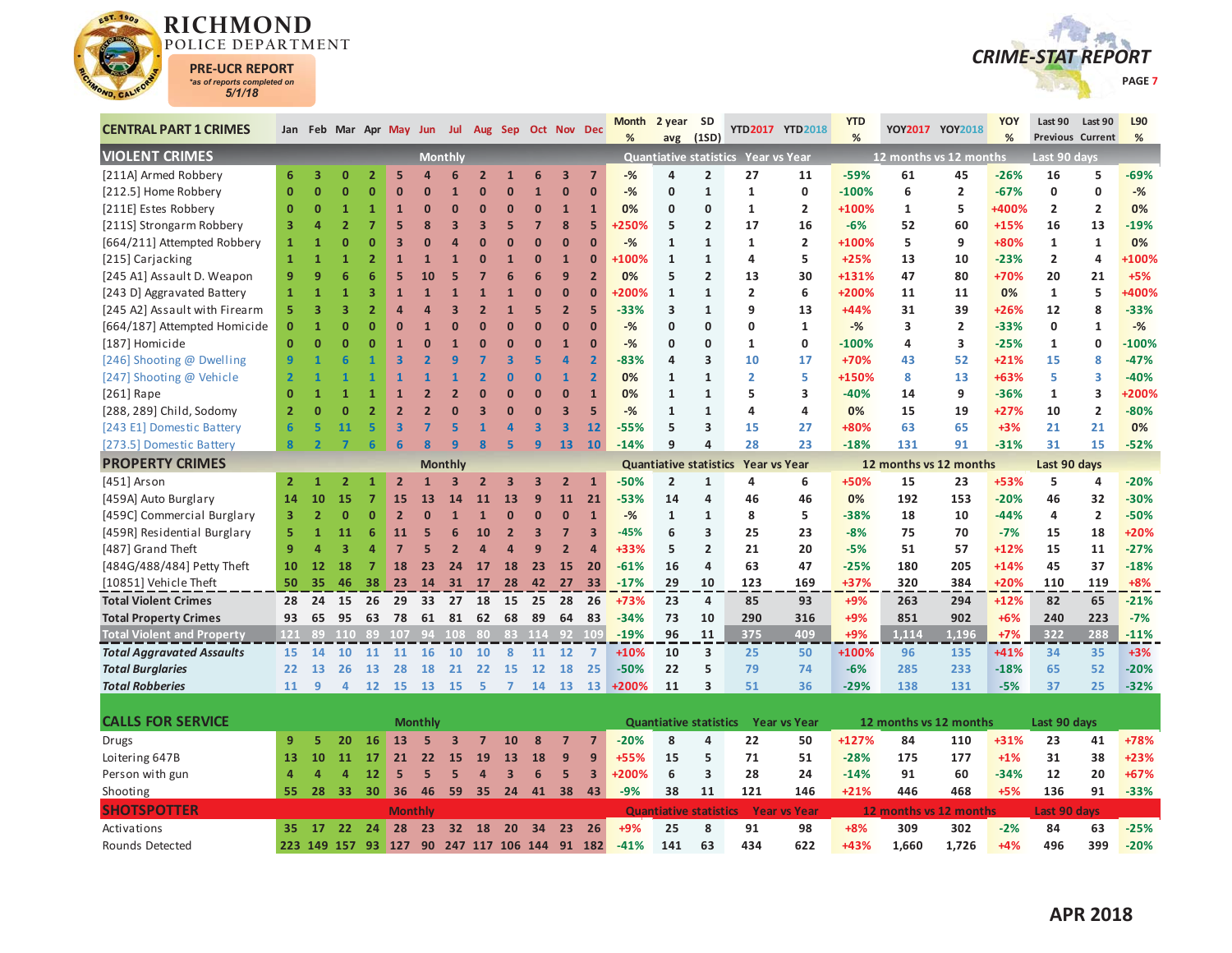# RICHMOND POLICE DEPARTMENT

**PRE-UCR REPORT**
*as of reports completed on 5/1/18

**CRIME-STAT REPORT**

PAGE 7

| CENTRAL PART 1 CRIMES | Jan | Feb | Mar | Apr | May | Jun | Jul | Aug | Sep | Oct | Nov | Dec | Month % | 2 year avg | SD (1SD) | YTD2017 | YTD2018 | YTD % | YOY2017 | YOY2018 | YOY % | Last 90 Previous | Last 90 Current | L90 % |
|---|---|---|---|---|---|---|---|---|---|---|---|---|---|---|---|---|---|---|---|---|---|---|---|---|
| **VIOLENT CRIMES** | Monthly | | | | | | | | | | | | Quantiative statistics | | | Year vs Year | | | 12 months vs 12 months | | | Last 90 days | | |
| [211A] Armed Robbery | 6 | 3 | 0 | 2 | 5 | 4 | 6 | 2 | 1 | 6 | 3 | 7 | -% | 4 | 2 | 27 | 11 | -59% | 61 | 45 | -26% | 16 | 5 | -69% |
| [212.5] Home Robbery | 0 | 0 | 0 | 0 | 0 | 0 | 1 | 0 | 0 | 1 | 0 | 0 | -% | 0 | 1 | 1 | 0 | -100% | 6 | 2 | -67% | 0 | 0 | -% |
| [211E] Estes Robbery | 0 | 0 | 1 | 1 | 1 | 0 | 0 | 0 | 0 | 0 | 0 | 0 | 0% | 0 | 0 | 1 | 2 | +100% | 1 | 5 | +400% | 2 | 2 | 0% |
| [211S] Strongarm Robbery | 3 | 4 | 2 | 7 | 5 | 8 | 3 | 3 | 5 | 7 | 8 | 5 | +250% | 5 | 2 | 17 | 16 | -6% | 52 | 60 | +15% | 16 | 13 | -19% |
| [664/211] Attempted Robbery | 1 | 1 | 0 | 0 | 3 | 0 | 4 | 0 | 0 | 0 | 0 | 0 | -% | 1 | 1 | 1 | 2 | +100% | 5 | 9 | +80% | 1 | 1 | 0% |
| [215] Carjacking | 1 | 1 | 1 | 2 | 1 | 1 | 1 | 0 | 1 | 0 | 1 | 0 | +100% | 1 | 1 | 4 | 5 | +25% | 13 | 10 | -23% | 2 | 4 | +100% |
| [245 A1] Assault D. Weapon | 9 | 9 | 6 | 6 | 5 | 10 | 5 | 7 | 6 | 6 | 9 | 2 | 0% | 5 | 2 | 13 | 30 | +131% | 47 | 80 | +70% | 20 | 21 | +5% |
| [243 D] Aggravated Battery | 1 | 1 | 1 | 3 | 1 | 1 | 1 | 1 | 1 | 0 | 0 | 0 | +200% | 1 | 1 | 2 | 6 | +200% | 11 | 11 | 0% | 1 | 5 | +400% |
| [245 A2] Assault with Firearm | 5 | 3 | 3 | 2 | 4 | 4 | 3 | 2 | 1 | 5 | 2 | 5 | -33% | 3 | 1 | 9 | 13 | +44% | 31 | 39 | +26% | 12 | 8 | -33% |
| [664/187] Attempted Homicide | 0 | 1 | 0 | 0 | 0 | 1 | 0 | 0 | 0 | 0 | 0 | 0 | -% | 0 | 0 | 0 | 1 | -% | 3 | 2 | -33% | 0 | 1 | -% |
| [187] Homicide | 0 | 0 | 0 | 0 | 1 | 0 | 1 | 0 | 0 | 0 | 1 | 0 | -% | 0 | 0 | 1 | 0 | -100% | 4 | 3 | -25% | 1 | 0 | -100% |
| [246] Shooting @ Dwelling | 9 | 1 | 6 | 1 | 3 | 2 | 9 | 7 | 3 | 5 | 4 | 2 | -83% | 4 | 3 | 10 | 17 | +70% | 43 | 52 | +21% | 15 | 8 | -47% |
| [247] Shooting @ Vehicle | 2 | 1 | 1 | 1 | 1 | 1 | 1 | 2 | 0 | 0 | 1 | 2 | 0% | 1 | 1 | 2 | 5 | +150% | 8 | 13 | +63% | 5 | 3 | -40% |
| [261] Rape | 0 | 1 | 1 | 1 | 1 | 2 | 2 | 0 | 0 | 0 | 0 | 1 | 0% | 1 | 1 | 5 | 3 | -40% | 14 | 9 | -36% | 1 | 3 | +200% |
| [288, 289] Child, Sodomy | 2 | 0 | 0 | 2 | 2 | 2 | 0 | 3 | 0 | 0 | 3 | 5 | -% | 1 | 1 | 4 | 4 | 0% | 15 | 19 | +27% | 10 | 2 | -80% |
| [243 E1] Domestic Battery | 6 | 5 | 11 | 5 | 3 | 7 | 5 | 1 | 4 | 3 | 3 | 12 | -55% | 5 | 3 | 15 | 27 | +80% | 63 | 65 | +3% | 21 | 21 | 0% |
| [273.5] Domestic Battery | 8 | 2 | 7 | 6 | 6 | 8 | 9 | 8 | 5 | 9 | 13 | 10 | -14% | 9 | 4 | 28 | 23 | -18% | 131 | 91 | -31% | 31 | 15 | -52% |
| **PROPERTY CRIMES** | Monthly | | | | | | | | | | | | Quantiative statistics | | | Year vs Year | | | 12 months vs 12 months | | | Last 90 days | | |
| [451] Arson | 2 | 1 | 2 | 1 | 2 | 1 | 3 | 2 | 3 | 3 | 2 | 1 | -50% | 2 | 1 | 4 | 6 | +50% | 15 | 23 | +53% | 5 | 4 | -20% |
| [459A] Auto Burglary | 14 | 10 | 15 | 7 | 15 | 13 | 14 | 11 | 13 | 9 | 11 | 21 | -53% | 14 | 4 | 46 | 46 | 0% | 192 | 153 | -20% | 46 | 32 | -30% |
| [459C] Commercial Burglary | 3 | 2 | 0 | 0 | 2 | 0 | 1 | 1 | 0 | 0 | 0 | 1 | -% | 1 | 1 | 8 | 5 | -38% | 18 | 10 | -44% | 4 | 2 | -50% |
| [459R] Residential Burglary | 5 | 1 | 11 | 6 | 11 | 5 | 6 | 10 | 2 | 3 | 7 | 3 | -45% | 6 | 3 | 25 | 23 | -8% | 75 | 70 | -7% | 15 | 18 | +20% |
| [487] Grand Theft | 9 | 4 | 3 | 4 | 7 | 5 | 2 | 4 | 4 | 9 | 2 | 4 | +33% | 5 | 2 | 21 | 20 | -5% | 51 | 57 | +12% | 15 | 11 | -27% |
| [484G/488/484] Petty Theft | 10 | 12 | 18 | 7 | 18 | 23 | 24 | 17 | 18 | 23 | 15 | 20 | -61% | 16 | 4 | 63 | 47 | -25% | 180 | 205 | +14% | 45 | 37 | -18% |
| [10851] Vehicle Theft | 50 | 35 | 46 | 38 | 23 | 14 | 31 | 17 | 28 | 42 | 27 | 33 | -17% | 29 | 10 | 123 | 169 | +37% | 320 | 384 | +20% | 110 | 119 | +8% |
| **Total Violent Crimes** | 28 | 24 | 15 | 26 | 29 | 33 | 27 | 18 | 15 | 25 | 28 | 26 | +73% | 23 | 4 | 85 | 93 | +9% | 263 | 294 | +12% | 82 | 65 | -21% |
| **Total Property Crimes** | 93 | 65 | 95 | 63 | 78 | 61 | 81 | 62 | 68 | 89 | 64 | 83 | -34% | 73 | 10 | 290 | 316 | +9% | 851 | 902 | +6% | 240 | 223 | -7% |
| **Total Violent and Property** | 121 | 89 | 110 | 89 | 107 | 94 | 108 | 80 | 83 | 114 | 92 | 109 | -19% | 96 | 11 | 375 | 409 | +9% | 1,114 | 1,196 | +7% | 322 | 288 | -11% |
| ***Total Aggravated Assaults*** | 15 | 14 | 10 | 11 | 11 | 16 | 10 | 10 | 8 | 11 | 12 | 7 | +10% | 10 | 3 | 25 | 50 | +100% | 96 | 135 | +41% | 34 | 35 | +3% |
| ***Total Burglaries*** | 22 | 13 | 26 | 13 | 28 | 18 | 21 | 22 | 15 | 12 | 18 | 25 | -50% | 22 | 5 | 79 | 74 | -6% | 285 | 233 | -18% | 65 | 52 | -20% |
| ***Total Robberies*** | 11 | 9 | 4 | 12 | 15 | 13 | 15 | 5 | 7 | 14 | 13 | 13 | +200% | 11 | 3 | 51 | 36 | -29% | 138 | 131 | -5% | 37 | 25 | -32% |
| **CALLS FOR SERVICE** | Monthly | | | | | | | | | | | | Quantiative statistics | | | Year vs Year | | | 12 months vs 12 months | | | Last 90 days | | |
| Drugs | 9 | 5 | 20 | 16 | 13 | 5 | 3 | 7 | 10 | 8 | 7 | 7 | -20% | 8 | 4 | 22 | 50 | +127% | 84 | 110 | +31% | 23 | 41 | +78% |
| Loitering 647B | 13 | 10 | 11 | 17 | 21 | 22 | 15 | 19 | 13 | 18 | 9 | 9 | +55% | 15 | 5 | 71 | 51 | -28% | 175 | 177 | +1% | 31 | 38 | +23% |
| Person with gun | 4 | 4 | 4 | 12 | 5 | 5 | 5 | 4 | 3 | 6 | 5 | 3 | +200% | 6 | 3 | 28 | 24 | -14% | 91 | 60 | -34% | 12 | 20 | +67% |
| Shooting | 55 | 28 | 33 | 30 | 36 | 46 | 59 | 35 | 24 | 41 | 38 | 43 | -9% | 38 | 11 | 121 | 146 | +21% | 446 | 468 | +5% | 136 | 91 | -33% |
| **SHOTSPOTTER** | Monthly | | | | | | | | | | | | Quantiative statistics | | | Year vs Year | | | 12 months vs 12 months | | | Last 90 days | | |
| Activations | 35 | 17 | 22 | 24 | 28 | 23 | 32 | 18 | 20 | 34 | 23 | 26 | +9% | 25 | 8 | 91 | 98 | +8% | 309 | 302 | -2% | 84 | 63 | -25% |
| Rounds Detected | 223 | 149 | 157 | 93 | 127 | 90 | 247 | 117 | 106 | 144 | 91 | 182 | -41% | 141 | 63 | 434 | 622 | +43% | 1,660 | 1,726 | +4% | 496 | 399 | -20% |

**APR 2018**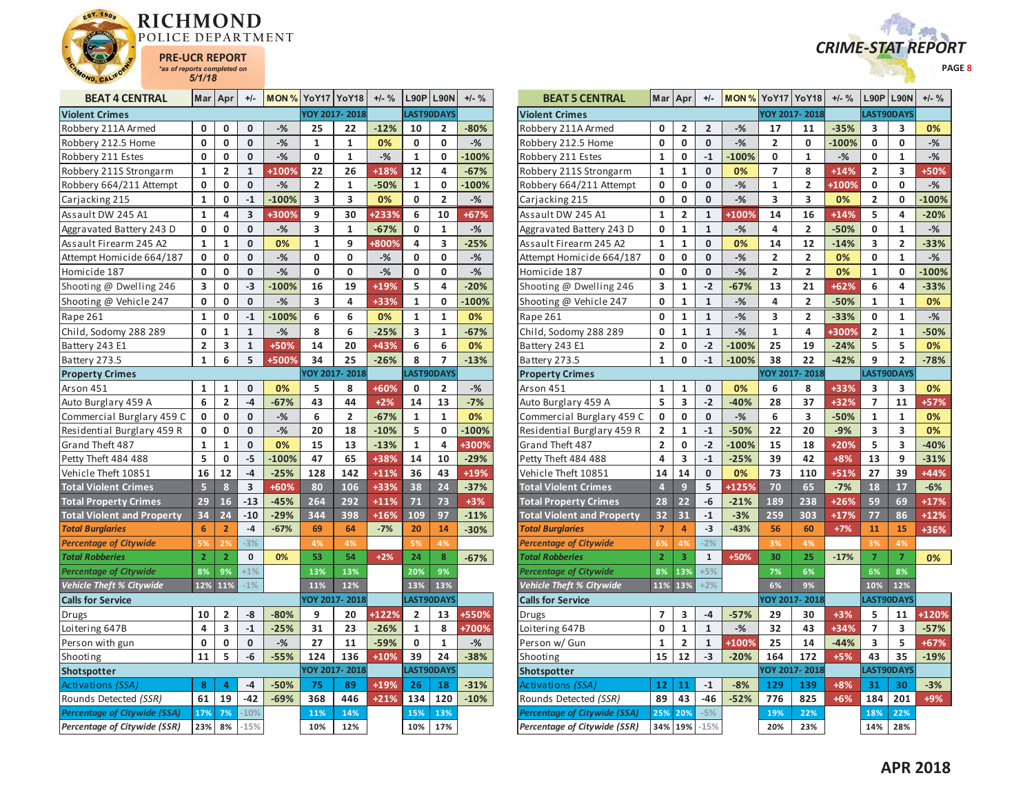# RICHMOND POLICE DEPARTMENT

**PRE-UCR REPORT**
*as of reports completed on 5/1/18

**CRIME-STAT REPORT**

## BEAT 4 CENTRAL

| BEAT 4 CENTRAL | Mar | Apr | +/- | MON % | YoY17 | YoY18 | +/- % | L90P | L90N | +/- % |
|---|---|---|---|---|---|---|---|---|---|---|
| **Violent Crimes** | | | | | YOY 2017- 2018 | | | LAST90DAYS | | |
| Robbery 211A Armed | 0 | 0 | 0 | -% | 25 | 22 | -12% | 10 | 2 | -80% |
| Robbery 212.5 Home | 0 | 0 | 0 | -% | 1 | 1 | 0% | 0 | 0 | -% |
| Robbery 211 Estes | 0 | 0 | 0 | -% | 0 | 1 | -% | 1 | 0 | -100% |
| Robbery 211S Strongarm | 1 | 2 | 1 | +100% | 22 | 26 | +18% | 12 | 4 | -67% |
| Robbery 664/211 Attempt | 0 | 0 | 0 | -% | 2 | 1 | -50% | 1 | 0 | -100% |
| Carjacking 215 | 1 | 0 | -1 | -100% | 3 | 3 | 0% | 0 | 2 | -% |
| Assault DW 245 A1 | 1 | 4 | 3 | +300% | 9 | 30 | +233% | 6 | 10 | +67% |
| Aggravated Battery 243 D | 0 | 0 | 0 | -% | 3 | 1 | -67% | 0 | 1 | -% |
| Assault Firearm 245 A2 | 1 | 1 | 0 | 0% | 1 | 9 | +800% | 4 | 3 | -25% |
| Attempt Homicide 664/187 | 0 | 0 | 0 | -% | 0 | 0 | -% | 0 | 0 | -% |
| Homicide 187 | 0 | 0 | 0 | -% | 0 | 0 | -% | 0 | 0 | -% |
| Shooting @ Dwelling 246 | 3 | 0 | -3 | -100% | 16 | 19 | +19% | 5 | 4 | -20% |
| Shooting @ Vehicle 247 | 0 | 0 | 0 | -% | 3 | 4 | +33% | 1 | 0 | -100% |
| Rape 261 | 1 | 0 | -1 | -100% | 6 | 6 | 0% | 1 | 1 | 0% |
| Child, Sodomy 288 289 | 0 | 1 | 1 | -% | 8 | 6 | -25% | 3 | 1 | -67% |
| Battery 243 E1 | 2 | 3 | 1 | +50% | 14 | 20 | +43% | 6 | 6 | 0% |
| Battery 273.5 | 1 | 6 | 5 | +500% | 34 | 25 | -26% | 8 | 7 | -13% |
| **Property Crimes** | | | | | YOY 2017- 2018 | | | LAST90DAYS | | |
| Arson 451 | 1 | 1 | 0 | 0% | 5 | 8 | +60% | 0 | 2 | -% |
| Auto Burglary 459 A | 6 | 2 | -4 | -67% | 43 | 44 | +2% | 14 | 13 | -7% |
| Commercial Burglary 459 C | 0 | 0 | 0 | -% | 6 | 2 | -67% | 1 | 1 | 0% |
| Residential Burglary 459 R | 0 | 0 | 0 | -% | 20 | 18 | -10% | 5 | 0 | -100% |
| Grand Theft 487 | 1 | 1 | 0 | 0% | 15 | 13 | -13% | 1 | 4 | +300% |
| Petty Theft 484 488 | 5 | 0 | -5 | -100% | 47 | 65 | +38% | 14 | 10 | -29% |
| Vehicle Theft 10851 | 16 | 12 | -4 | -25% | 128 | 142 | +11% | 36 | 43 | +19% |
| **Total Violent Crimes** | 5 | 8 | 3 | +60% | 80 | 106 | +33% | 38 | 24 | -37% |
| **Total Property Crimes** | 29 | 16 | -13 | -45% | 264 | 292 | +11% | 71 | 73 | +3% |
| **Total Violent and Property** | 34 | 24 | -10 | -29% | 344 | 398 | +16% | 109 | 97 | -11% |
| ***Total Burglaries*** | 6 | 2 | -4 | -67% | 69 | 64 | -7% | 20 | 14 | -30% |
| ***Percentage of Citywide*** | 5% | 2% | -3% | | 4% | 4% | | 5% | 4% | |
| ***Total Robberies*** | 2 | 2 | 0 | 0% | 53 | 54 | +2% | 24 | 8 | -67% |
| ***Percentage of Citywide*** | 8% | 9% | +1% | | 13% | 13% | | 20% | 9% | |
| ***Vehicle Theft % Citywide*** | 12% | 11% | -1% | | 11% | 12% | | 13% | 13% | |
| **Calls for Service** | | | | | YOY 2017- 2018 | | | LAST90DAYS | | |
| Drugs | 10 | 2 | -8 | -80% | 9 | 20 | +122% | 2 | 13 | +550% |
| Loitering 647B | 4 | 3 | -1 | -25% | 31 | 23 | -26% | 1 | 8 | +700% |
| Person with gun | 0 | 0 | 0 | -% | 27 | 11 | -59% | 0 | 1 | -% |
| Shooting | 11 | 5 | -6 | -55% | 124 | 136 | +10% | 39 | 24 | -38% |
| **Shotspotter** | | | | | YOY 2017- 2018 | | | LAST90DAYS | | |
| *Activations (SSA)* | 8 | 4 | -4 | -50% | 75 | 89 | +19% | 26 | 18 | -31% |
| *Rounds Detected (SSR)* | 61 | 19 | -42 | -69% | 368 | 446 | +21% | 134 | 120 | -10% |
| ***Percentage of Citywide (SSA)*** | 17% | 7% | -10% | | 11% | 14% | | 15% | 13% | |
| ***Percentage of Citywide (SSR)*** | 23% | 8% | -15% | | 10% | 12% | | 10% | 17% | |

## BEAT 5 CENTRAL

| BEAT 5 CENTRAL | Mar | Apr | +/- | MON % | YoY17 | YoY18 | +/- % | L90P | L90N | +/- % |
|---|---|---|---|---|---|---|---|---|---|---|
| **Violent Crimes** | | | | | YOY 2017- 2018 | | | LAST90DAYS | | |
| Robbery 211A Armed | 0 | 2 | 2 | -% | 17 | 11 | -35% | 3 | 3 | 0% |
| Robbery 212.5 Home | 0 | 0 | 0 | -% | 2 | 0 | -100% | 0 | 0 | -% |
| Robbery 211 Estes | 1 | 0 | -1 | -100% | 0 | 1 | -% | 0 | 1 | -% |
| Robbery 211S Strongarm | 1 | 1 | 0 | 0% | 7 | 8 | +14% | 2 | 3 | +50% |
| Robbery 664/211 Attempt | 0 | 0 | 0 | -% | 1 | 2 | +100% | 0 | 0 | -% |
| Carjacking 215 | 0 | 0 | 0 | -% | 3 | 3 | 0% | 2 | 0 | -100% |
| Assault DW 245 A1 | 1 | 2 | 1 | +100% | 14 | 16 | +14% | 5 | 4 | -20% |
| Aggravated Battery 243 D | 0 | 1 | 1 | -% | 4 | 2 | -50% | 0 | 1 | -% |
| Assault Firearm 245 A2 | 1 | 1 | 0 | 0% | 14 | 12 | -14% | 3 | 2 | -33% |
| Attempt Homicide 664/187 | 0 | 0 | 0 | -% | 2 | 2 | 0% | 0 | 1 | -% |
| Homicide 187 | 0 | 0 | 0 | -% | 2 | 2 | 0% | 1 | 0 | -100% |
| Shooting @ Dwelling 246 | 3 | 1 | -2 | -67% | 13 | 21 | +62% | 6 | 4 | -33% |
| Shooting @ Vehicle 247 | 0 | 1 | 1 | -% | 4 | 2 | -50% | 1 | 1 | 0% |
| Rape 261 | 0 | 1 | 1 | -% | 3 | 2 | -33% | 0 | 1 | -% |
| Child, Sodomy 288 289 | 0 | 1 | 1 | -% | 1 | 4 | +300% | 2 | 1 | -50% |
| Battery 243 E1 | 2 | 0 | -2 | -100% | 25 | 19 | -24% | 5 | 5 | 0% |
| Battery 273.5 | 1 | 0 | -1 | -100% | 38 | 22 | -42% | 9 | 2 | -78% |
| **Property Crimes** | | | | | YOY 2017- 2018 | | | LAST90DAYS | | |
| Arson 451 | 1 | 1 | 0 | 0% | 6 | 8 | +33% | 3 | 3 | 0% |
| Auto Burglary 459 A | 5 | 3 | -2 | -40% | 28 | 37 | +32% | 7 | 11 | +57% |
| Commercial Burglary 459 C | 0 | 0 | 0 | -% | 6 | 3 | -50% | 1 | 1 | 0% |
| Residential Burglary 459 R | 2 | 1 | -1 | -50% | 22 | 20 | -9% | 3 | 3 | 0% |
| Grand Theft 487 | 2 | 0 | -2 | -100% | 15 | 18 | +20% | 5 | 3 | -40% |
| Petty Theft 484 488 | 4 | 3 | -1 | -25% | 39 | 42 | +8% | 13 | 9 | -31% |
| Vehicle Theft 10851 | 14 | 14 | 0 | 0% | 73 | 110 | +51% | 27 | 39 | +44% |
| **Total Violent Crimes** | 4 | 9 | 5 | +125% | 70 | 65 | -7% | 18 | 17 | -6% |
| **Total Property Crimes** | 28 | 22 | -6 | -21% | 189 | 238 | +26% | 59 | 69 | +17% |
| **Total Violent and Property** | 32 | 31 | -1 | -3% | 259 | 303 | +17% | 77 | 86 | +12% |
| ***Total Burglaries*** | 7 | 4 | -3 | -43% | 56 | 60 | +7% | 11 | 15 | +36% |
| ***Percentage of Citywide*** | 6% | 4% | -2% | | 3% | 4% | | 3% | 4% | |
| ***Total Robberies*** | 2 | 3 | 1 | +50% | 30 | 25 | -17% | 7 | 7 | 0% |
| ***Percentage of Citywide*** | 8% | 13% | +5% | | 7% | 6% | | 6% | 8% | |
| ***Vehicle Theft % Citywide*** | 11% | 13% | +2% | | 6% | 9% | | 10% | 12% | |
| **Calls for Service** | | | | | YOY 2017- 2018 | | | LAST90DAYS | | |
| Drugs | 7 | 3 | -4 | -57% | 29 | 30 | +3% | 5 | 11 | +120% |
| Loitering 647B | 0 | 1 | 1 | -% | 32 | 43 | +34% | 7 | 3 | -57% |
| Person w/ Gun | 1 | 2 | 1 | +100% | 25 | 14 | -44% | 3 | 5 | +67% |
| Shooting | 15 | 12 | -3 | -20% | 164 | 172 | +5% | 43 | 35 | -19% |
| **Shotspotter** | | | | | YOY 2017- 2018 | | | LAST90DAYS | | |
| *Activations (SSA)* | 12 | 11 | -1 | -8% | 129 | 139 | +8% | 31 | 30 | -3% |
| *Rounds Detected (SSR)* | 89 | 43 | -46 | -52% | 776 | 825 | +6% | 184 | 201 | +9% |
| ***Percentage of Citywide (SSA)*** | 25% | 20% | -5% | | 19% | 22% | | 18% | 22% | |
| ***Percentage of Citywide (SSR)*** | 34% | 19% | -15% | | 20% | 23% | | 14% | 28% | |

**APR 2018**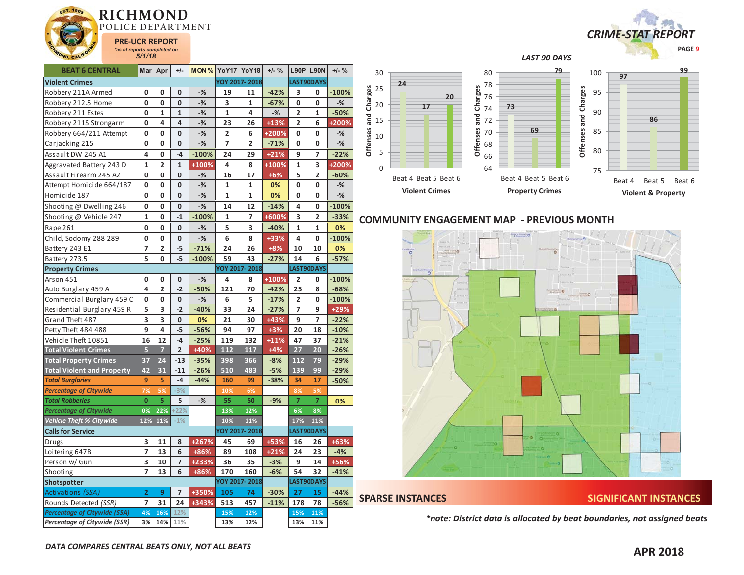# RICHMOND POLICE DEPARTMENT

**PRE-UCR REPORT**
*as of reports completed on 5/1/18*

## CRIME-STAT REPORT

| BEAT 6 CENTRAL | Mar | Apr | +/- | MON % | YoY17 | YoY18 | +/- % | L90P | L90N | +/- % |
|---|---|---|---|---|---|---|---|---|---|---|
| **Violent Crimes** | | | | | YOY 2017- 2018 | | | LAST90DAYS | | |
| Robbery 211A Armed | 0 | 0 | 0 | -% | 19 | 11 | -42% | 3 | 0 | -100% |
| Robbery 212.5 Home | 0 | 0 | 0 | -% | 3 | 1 | -67% | 0 | 0 | -% |
| Robbery 211 Estes | 0 | 1 | 1 | -% | 1 | 4 | -% | 2 | 1 | -50% |
| Robbery 211S Strongarm | 0 | 4 | 4 | -% | 23 | 26 | +13% | 2 | 6 | +200% |
| Robbery 664/211 Attempt | 0 | 0 | 0 | -% | 2 | 6 | +200% | 0 | 0 | -% |
| Carjacking 215 | 0 | 0 | 0 | -% | 7 | 2 | -71% | 0 | 0 | -% |
| Assault DW 245 A1 | 4 | 0 | -4 | -100% | 24 | 29 | +21% | 9 | 7 | -22% |
| Aggravated Battery 243 D | 1 | 2 | 1 | +100% | 4 | 8 | +100% | 1 | 3 | +200% |
| Assault Firearm 245 A2 | 0 | 0 | 0 | -% | 16 | 17 | +6% | 5 | 2 | -60% |
| Attempt Homicide 664/187 | 0 | 0 | 0 | -% | 1 | 1 | 0% | 0 | 0 | -% |
| Homicide 187 | 0 | 0 | 0 | -% | 1 | 1 | 0% | 0 | 0 | -% |
| Shooting @ Dwelling 246 | 0 | 0 | 0 | -% | 14 | 12 | -14% | 4 | 0 | -100% |
| Shooting @ Vehicle 247 | 1 | 0 | -1 | -100% | 1 | 7 | +600% | 3 | 2 | -33% |
| Rape 261 | 0 | 0 | 0 | -% | 5 | 3 | -40% | 1 | 1 | 0% |
| Child, Sodomy 288 289 | 0 | 0 | 0 | -% | 6 | 8 | +33% | 4 | 0 | -100% |
| Battery 243 E1 | 7 | 2 | -5 | -71% | 24 | 26 | +8% | 10 | 10 | 0% |
| Battery 273.5 | 5 | 0 | -5 | -100% | 59 | 43 | -27% | 14 | 6 | -57% |
| **Property Crimes** | | | | | YOY 2017- 2018 | | | LAST90DAYS | | |
| Arson 451 | 0 | 0 | 0 | -% | 4 | 8 | +100% | 2 | 0 | -100% |
| Auto Burglary 459 A | 4 | 2 | -2 | -50% | 121 | 70 | -42% | 25 | 8 | -68% |
| Commercial Burglary 459 C | 0 | 0 | 0 | -% | 6 | 5 | -17% | 2 | 0 | -100% |
| Residential Burglary 459 R | 5 | 3 | -2 | -40% | 33 | 24 | -27% | 7 | 9 | +29% |
| Grand Theft 487 | 3 | 3 | 0 | 0% | 21 | 30 | +43% | 9 | 7 | -22% |
| Petty Theft 484 488 | 9 | 4 | -5 | -56% | 94 | 97 | +3% | 20 | 18 | -10% |
| Vehicle Theft 10851 | 16 | 12 | -4 | -25% | 119 | 132 | +11% | 47 | 37 | -21% |
| **Total Violent Crimes** | 5 | 7 | 2 | +40% | 112 | 117 | +4% | 27 | 20 | -26% |
| **Total Property Crimes** | 37 | 24 | -13 | -35% | 398 | 366 | -8% | 112 | 79 | -29% |
| **Total Violent and Property** | 42 | 31 | -11 | -26% | 510 | 483 | -5% | 139 | 99 | -29% |
| ***Total Burglaries*** | 9 | 5 | -4 | -44% | 160 | 99 | -38% | 34 | 17 | -50% |
| ***Percentage of Citywide*** | 7% | 5% | -3% | | 10% | 6% | | 8% | 5% | |
| ***Total Robberies*** | 0 | 5 | 5 | -% | 55 | 50 | -9% | 7 | 7 | 0% |
| ***Percentage of Citywide*** | 0% | 22% | +22% | | 13% | 12% | | 6% | 8% | |
| ***Vehicle Theft % Citywide*** | 12% | 11% | -1% | | 10% | 11% | | 17% | 11% | |
| **Calls for Service** | | | | | YOY 2017- 2018 | | | LAST90DAYS | | |
| Drugs | 3 | 11 | 8 | +267% | 45 | 69 | +53% | 16 | 26 | +63% |
| Loitering 647B | 7 | 13 | 6 | +86% | 89 | 108 | +21% | 24 | 23 | -4% |
| Person w/ Gun | 3 | 10 | 7 | +233% | 36 | 35 | -3% | 9 | 14 | +56% |
| Shooting | 7 | 13 | 6 | +86% | 170 | 160 | -6% | 54 | 32 | -41% |
| **Shotspotter** | | | | | YOY 2017- 2018 | | | LAST90DAYS | | |
| *Activations (SSA)* | 2 | 9 | 7 | +350% | 105 | 74 | -30% | 27 | 15 | -44% |
| *Rounds Detected (SSR)* | 7 | 31 | 24 | +343% | 513 | 457 | -11% | 178 | 78 | -56% |
| ***Percentage of Citywide (SSA)*** | 4% | 16% | 12% | | 15% | 12% | | 15% | 11% | |
| ***Percentage of Citywide (SSR)*** | 3% | 14% | 11% | | 13% | 12% | | 13% | 11% | |

*DATA COMPARES CENTRAL BEATS ONLY, NOT ALL BEATS*

### LAST 90 DAYS

**Violent Crimes** (Offenses and Charges): Beat 4: 24, Beat 5: 17, Beat 6: 20

**Property Crimes** (Offenses and Charges): Beat 4: 73, Beat 5: 69, Beat 6: 79

**Violent & Property** (Offenses and Charges): Beat 4: 97, Beat 5: 86, Beat 6: 99

### COMMUNITY ENGAGEMENT MAP - PREVIOUS MONTH

SPARSE INSTANCES — SIGNIFICANT INSTANCES

*\*note: District data is allocated by beat boundaries, not assigned beats*

**APR 2018**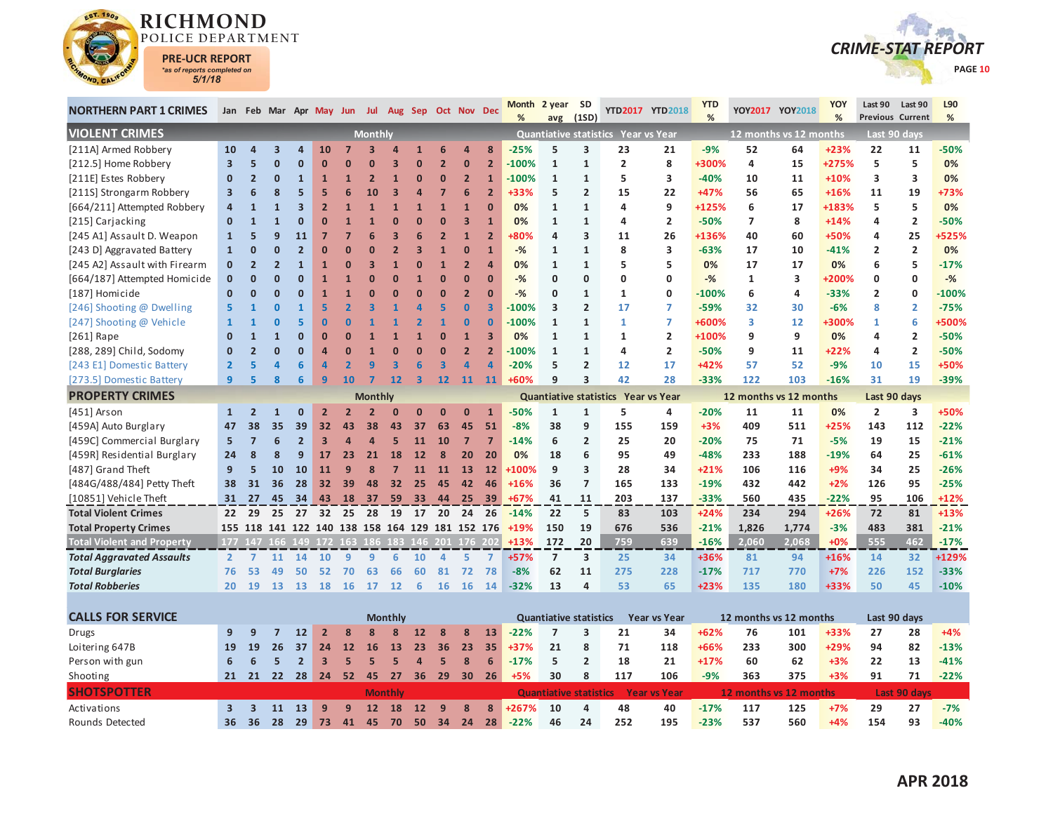# RICHMOND POLICE DEPARTMENT

**PRE-UCR REPORT**
*as of reports completed on
5/1/18

## CRIME-STAT REPORT

| NORTHERN PART 1 CRIMES | Jan | Feb | Mar | Apr | May | Jun | Jul | Aug | Sep | Oct | Nov | Dec | Month % | 2 year avg | SD (1SD) | YTD2017 | YTD2018 | YTD % | YOY2017 | YOY2018 | YOY % | Last 90 Previous | Last 90 Current | L90 % |
|---|---|---|---|---|---|---|---|---|---|---|---|---|---|---|---|---|---|---|---|---|---|---|---|---|
| **VIOLENT CRIMES** | Monthly | | | | | | | | | | | | Quantiative statistics | | | Year vs Year | | | 12 months vs 12 months | | | Last 90 days | | |
| [211A] Armed Robbery | 10 | 4 | 3 | 4 | 10 | 7 | 3 | 4 | 1 | 6 | 4 | 8 | -25% | 5 | 3 | 23 | 21 | -9% | 52 | 64 | +23% | 22 | 11 | -50% |
| [212.5] Home Robbery | 3 | 5 | 0 | 0 | 0 | 0 | 0 | 3 | 0 | 2 | 0 | 2 | -100% | 1 | 1 | 2 | 8 | +300% | 4 | 15 | +275% | 5 | 5 | 0% |
| [211E] Estes Robbery | 0 | 2 | 0 | 1 | 1 | 1 | 2 | 1 | 0 | 0 | 2 | 1 | -100% | 1 | 1 | 5 | 3 | -40% | 10 | 11 | +10% | 3 | 3 | 0% |
| [211S] Strongarm Robbery | 3 | 6 | 8 | 5 | 5 | 6 | 10 | 3 | 4 | 7 | 6 | 2 | +33% | 5 | 2 | 15 | 22 | +47% | 56 | 65 | +16% | 11 | 19 | +73% |
| [664/211] Attempted Robbery | 4 | 1 | 1 | 3 | 2 | 1 | 1 | 1 | 1 | 1 | 1 | 0 | 0% | 1 | 1 | 4 | 9 | +125% | 6 | 17 | +183% | 5 | 5 | 0% |
| [215] Carjacking | 0 | 1 | 1 | 0 | 0 | 1 | 1 | 0 | 0 | 0 | 3 | 1 | 0% | 1 | 1 | 4 | 2 | -50% | 7 | 8 | +14% | 4 | 2 | -50% |
| [245 A1] Assault D. Weapon | 1 | 5 | 9 | 11 | 7 | 7 | 6 | 3 | 6 | 2 | 1 | 2 | +80% | 4 | 3 | 11 | 26 | +136% | 40 | 60 | +50% | 4 | 25 | +525% |
| [243 D] Aggravated Battery | 1 | 0 | 0 | 2 | 0 | 0 | 0 | 2 | 3 | 1 | 0 | 1 | -% | 1 | 1 | 8 | 3 | -63% | 17 | 10 | -41% | 2 | 2 | 0% |
| [245 A2] Assault with Firearm | 0 | 2 | 2 | 1 | 1 | 0 | 3 | 1 | 0 | 1 | 2 | 4 | 0% | 1 | 1 | 5 | 5 | 0% | 17 | 17 | 0% | 6 | 5 | -17% |
| [664/187] Attempted Homicide | 0 | 0 | 0 | 0 | 1 | 1 | 0 | 0 | 1 | 0 | 0 | 0 | -% | 0 | 0 | 0 | 0 | -% | 1 | 3 | +200% | 0 | 0 | -% |
| [187] Homicide | 0 | 0 | 0 | 0 | 1 | 1 | 0 | 0 | 0 | 0 | 2 | 0 | -% | 0 | 1 | 1 | 0 | -100% | 6 | 4 | -33% | 2 | 0 | -100% |
| [246] Shooting @ Dwelling | 5 | 1 | 0 | 1 | 5 | 2 | 3 | 1 | 4 | 5 | 0 | 3 | -100% | 3 | 2 | 17 | 7 | -59% | 32 | 30 | -6% | 8 | 2 | -75% |
| [247] Shooting @ Vehicle | 1 | 1 | 0 | 5 | 0 | 0 | 1 | 1 | 2 | 1 | 0 | 0 | -100% | 1 | 1 | 1 | 7 | +600% | 3 | 12 | +300% | 1 | 6 | +500% |
| [261] Rape | 0 | 1 | 1 | 0 | 0 | 0 | 1 | 1 | 1 | 0 | 1 | 3 | 0% | 1 | 1 | 1 | 2 | +100% | 9 | 9 | 0% | 4 | 2 | -50% |
| [288, 289] Child, Sodomy | 0 | 2 | 0 | 0 | 4 | 0 | 1 | 0 | 0 | 0 | 2 | 2 | -100% | 1 | 1 | 4 | 2 | -50% | 9 | 11 | +22% | 4 | 2 | -50% |
| [243 E1] Domestic Battery | 2 | 5 | 4 | 6 | 4 | 2 | 9 | 3 | 6 | 3 | 4 | 4 | -20% | 5 | 2 | 12 | 17 | +42% | 57 | 52 | -9% | 10 | 15 | +50% |
| [273.5] Domestic Battery | 9 | 5 | 8 | 6 | 9 | 10 | 7 | 12 | 3 | 12 | 11 | 11 | +60% | 9 | 3 | 42 | 28 | -33% | 122 | 103 | -16% | 31 | 19 | -39% |
| **PROPERTY CRIMES** | Monthly | | | | | | | | | | | | Quantiative statistics | | | Year vs Year | | | 12 months vs 12 months | | | Last 90 days | | |
| [451] Arson | 1 | 2 | 1 | 0 | 2 | 2 | 2 | 0 | 0 | 0 | 0 | 1 | -50% | 1 | 1 | 5 | 4 | -20% | 11 | 11 | 0% | 2 | 3 | +50% |
| [459A] Auto Burglary | 47 | 38 | 35 | 39 | 32 | 43 | 38 | 43 | 37 | 63 | 45 | 51 | -8% | 38 | 9 | 155 | 159 | +3% | 409 | 511 | +25% | 143 | 112 | -22% |
| [459C] Commercial Burglary | 5 | 7 | 6 | 2 | 3 | 4 | 4 | 5 | 11 | 10 | 7 | 7 | -14% | 6 | 2 | 25 | 20 | -20% | 75 | 71 | -5% | 19 | 15 | -21% |
| [459R] Residential Burglary | 24 | 8 | 8 | 9 | 17 | 23 | 21 | 18 | 12 | 8 | 20 | 20 | 0% | 18 | 6 | 95 | 49 | -48% | 233 | 188 | -19% | 64 | 25 | -61% |
| [487] Grand Theft | 9 | 5 | 10 | 10 | 11 | 9 | 8 | 7 | 11 | 11 | 13 | 12 | +100% | 9 | 3 | 28 | 34 | +21% | 106 | 116 | +9% | 34 | 25 | -26% |
| [484G/488/484] Petty Theft | 38 | 31 | 36 | 28 | 32 | 39 | 48 | 32 | 25 | 45 | 42 | 46 | +16% | 36 | 7 | 165 | 133 | -19% | 432 | 442 | +2% | 126 | 95 | -25% |
| [10851] Vehicle Theft | 31 | 27 | 45 | 34 | 43 | 18 | 37 | 59 | 33 | 44 | 25 | 39 | +67% | 41 | 11 | 203 | 137 | -33% | 560 | 435 | -22% | 95 | 106 | +12% |
| **Total Violent Crimes** | 22 | 29 | 25 | 27 | 32 | 25 | 28 | 19 | 17 | 20 | 24 | 26 | -14% | 22 | 5 | 83 | 103 | +24% | 234 | 294 | +26% | 72 | 81 | +13% |
| **Total Property Crimes** | 155 | 118 | 141 | 122 | 140 | 138 | 158 | 164 | 129 | 181 | 152 | 176 | +19% | 150 | 19 | 676 | 536 | -21% | 1,826 | 1,774 | -3% | 483 | 381 | -21% |
| **Total Violent and Property** | 177 | 147 | 166 | 149 | 172 | 163 | 186 | 183 | 146 | 201 | 176 | 202 | +13% | 172 | 20 | 759 | 639 | -16% | 2,060 | 2,068 | +0% | 555 | 462 | -17% |
| ***Total Aggravated Assaults*** | 2 | 7 | 11 | 14 | 10 | 9 | 9 | 6 | 10 | 4 | 5 | 7 | +57% | 7 | 3 | 25 | 34 | +36% | 81 | 94 | +16% | 14 | 32 | +129% |
| ***Total Burglaries*** | 76 | 53 | 49 | 50 | 52 | 70 | 63 | 66 | 60 | 81 | 72 | 78 | -8% | 62 | 11 | 275 | 228 | -17% | 717 | 770 | +7% | 226 | 152 | -33% |
| ***Total Robberies*** | 20 | 19 | 13 | 13 | 18 | 16 | 17 | 12 | 6 | 16 | 16 | 14 | -32% | 13 | 4 | 53 | 65 | +23% | 135 | 180 | +33% | 50 | 45 | -10% |
| **CALLS FOR SERVICE** | Monthly | | | | | | | | | | | | Quantiative statistics | | | Year vs Year | | | 12 months vs 12 months | | | Last 90 days | | |
| Drugs | 9 | 9 | 7 | 12 | 2 | 8 | 8 | 8 | 12 | 8 | 8 | 13 | -22% | 7 | 3 | 21 | 34 | +62% | 76 | 101 | +33% | 27 | 28 | +4% |
| Loitering 647B | 19 | 19 | 26 | 37 | 24 | 12 | 16 | 13 | 23 | 36 | 23 | 35 | +37% | 21 | 8 | 71 | 118 | +66% | 233 | 300 | +29% | 94 | 82 | -13% |
| Person with gun | 6 | 6 | 5 | 2 | 3 | 5 | 5 | 5 | 4 | 5 | 8 | 6 | -17% | 5 | 2 | 18 | 21 | +17% | 60 | 62 | +3% | 22 | 13 | -41% |
| Shooting | 21 | 21 | 22 | 28 | 24 | 52 | 45 | 27 | 36 | 29 | 30 | 26 | +5% | 30 | 8 | 117 | 106 | -9% | 363 | 375 | +3% | 91 | 71 | -22% |
| **SHOTSPOTTER** | Monthly | | | | | | | | | | | | Quantiative statistics | | | Year vs Year | | | 12 months vs 12 months | | | Last 90 days | | |
| Activations | 3 | 3 | 11 | 13 | 9 | 9 | 12 | 18 | 12 | 9 | 8 | 8 | +267% | 10 | 4 | 48 | 40 | -17% | 117 | 125 | +7% | 29 | 27 | -7% |
| Rounds Detected | 36 | 36 | 28 | 29 | 73 | 41 | 45 | 70 | 50 | 34 | 24 | 28 | -22% | 46 | 24 | 252 | 195 | -23% | 537 | 560 | +4% | 154 | 93 | -40% |

**APR 2018**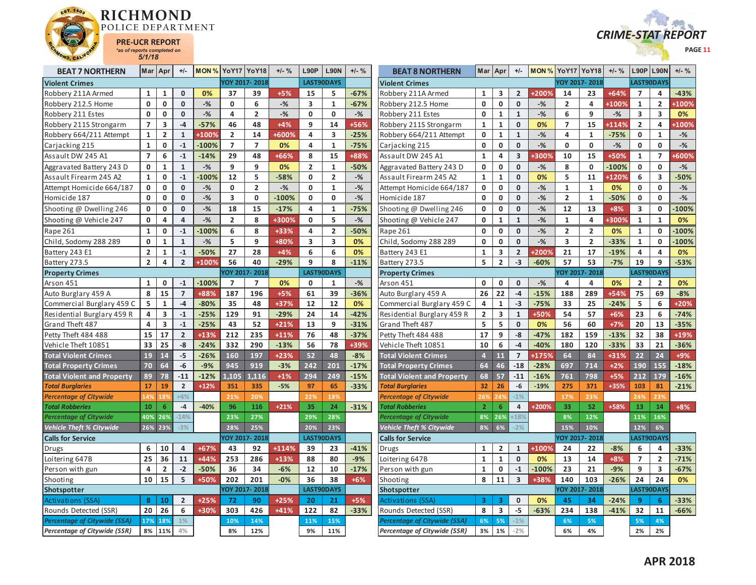# RICHMOND POLICE DEPARTMENT

**PRE-UCR REPORT**
*as of reports completed on*
**5/1/18**

**CRIME-STAT REPORT**

## BEAT 7 NORTHERN

| BEAT 7 NORTHERN | Mar | Apr | +/- | MON % | YoY17 | YoY18 | +/- % | L90P | L90N | +/- % |
|---|---|---|---|---|---|---|---|---|---|---|
| **Violent Crimes** | | | | | YOY 2017- 2018 | | | LAST90DAYS | | |
| Robbery 211A Armed | 1 | 1 | 0 | 0% | 37 | 39 | +5% | 15 | 5 | -67% |
| Robbery 212.5 Home | 0 | 0 | 0 | -% | 0 | 6 | -% | 3 | 1 | -67% |
| Robbery 211 Estes | 0 | 0 | 0 | -% | 4 | 2 | -% | 0 | 0 | -% |
| Robbery 211S Strongarm | 7 | 3 | -4 | -57% | 46 | 48 | +4% | 9 | 14 | +56% |
| Robbery 664/211 Attempt | 1 | 2 | 1 | +100% | 2 | 14 | +600% | 4 | 3 | -25% |
| Carjacking 215 | 1 | 0 | -1 | -100% | 7 | 7 | 0% | 4 | 1 | -75% |
| Assault DW 245 A1 | 7 | 6 | -1 | -14% | 29 | 48 | +66% | 8 | 15 | +88% |
| Aggravated Battery 243 D | 0 | 1 | 1 | -% | 9 | 9 | 0% | 2 | 1 | -50% |
| Assault Firearm 245 A2 | 1 | 0 | -1 | -100% | 12 | 5 | -58% | 0 | 2 | -% |
| Attempt Homicide 664/187 | 0 | 0 | 0 | -% | 0 | 2 | -% | 0 | 1 | -% |
| Homicide 187 | 0 | 0 | 0 | -% | 3 | 0 | -100% | 0 | 0 | -% |
| Shooting @ Dwelling 246 | 0 | 0 | 0 | -% | 18 | 15 | -17% | 4 | 1 | -75% |
| Shooting @ Vehicle 247 | 0 | 4 | 4 | -% | 2 | 8 | +300% | 0 | 5 | -% |
| Rape 261 | 1 | 0 | -1 | -100% | 6 | 8 | +33% | 4 | 2 | -50% |
| Child, Sodomy 288 289 | 0 | 1 | 1 | -% | 5 | 9 | +80% | 3 | 3 | 0% |
| Battery 243 E1 | 2 | 1 | -1 | -50% | 27 | 28 | +4% | 6 | 6 | 0% |
| Battery 273.5 | 2 | 4 | 2 | +100% | 56 | 40 | -29% | 9 | 8 | -11% |
| **Property Crimes** | | | | | YOY 2017- 2018 | | | LAST90DAYS | | |
| Arson 451 | 1 | 0 | -1 | -100% | 7 | 7 | 0% | 0 | 1 | -% |
| Auto Burglary 459 A | 8 | 15 | 7 | +88% | 187 | 196 | +5% | 61 | 39 | -36% |
| Commercial Burglary 459 C | 5 | 1 | -4 | -80% | 35 | 48 | +37% | 12 | 12 | 0% |
| Residential Burglary 459 R | 4 | 3 | -1 | -25% | 129 | 91 | -29% | 24 | 14 | -42% |
| Grand Theft 487 | 4 | 3 | -1 | -25% | 43 | 52 | +21% | 13 | 9 | -31% |
| Petty Theft 484 488 | 15 | 17 | 2 | +13% | 212 | 235 | +11% | 76 | 48 | -37% |
| Vehicle Theft 10851 | 33 | 25 | -8 | -24% | 332 | 290 | -13% | 56 | 78 | +39% |
| **Total Violent Crimes** | 19 | 14 | -5 | -26% | 160 | 197 | +23% | 52 | 48 | -8% |
| **Total Property Crimes** | 70 | 64 | -6 | -9% | 945 | 919 | -3% | 242 | 201 | -17% |
| **Total Violent and Property** | 89 | 78 | -11 | -12% | 1,105 | 1,116 | +1% | 294 | 249 | -15% |
| ***Total Burglaries*** | 17 | 19 | 2 | +12% | 351 | 335 | -5% | 97 | 65 | -33% |
| ***Percentage of Citywide*** | 14% | 18% | +4% | | 21% | 20% | | 22% | 18% | |
| ***Total Robberies*** | 10 | 6 | -4 | -40% | 96 | 116 | +21% | 35 | 24 | -31% |
| ***Percentage of Citywide*** | 40% | 26% | -14% | | 23% | 27% | | 29% | 28% | |
| ***Vehicle Theft % Citywide*** | 26% | 23% | -3% | | 28% | 25% | | 20% | 23% | |
| **Calls for Service** | | | | | YOY 2017- 2018 | | | LAST90DAYS | | |
| Drugs | 6 | 10 | 4 | +67% | 43 | 92 | +114% | 39 | 23 | -41% |
| Loitering 647B | 25 | 36 | 11 | +44% | 253 | 286 | +13% | 88 | 80 | -9% |
| Person with gun | 4 | 2 | -2 | -50% | 36 | 34 | -6% | 12 | 10 | -17% |
| Shooting | 10 | 15 | 5 | +50% | 202 | 201 | -0% | 36 | 38 | +6% |
| **Shotspotter** | | | | | YOY 2017- 2018 | | | LAST90DAYS | | |
| Activations (SSA) | 8 | 10 | 2 | +25% | 72 | 90 | +25% | 20 | 21 | +5% |
| Rounds Detected (SSR) | 20 | 26 | 6 | +30% | 303 | 426 | +41% | 122 | 82 | -33% |
| ***Percentage of Citywide (SSA)*** | 17% | 18% | 1% | | 10% | 14% | | 11% | 15% | |
| ***Percentage of Citywide (SSR)*** | 8% | 11% | 4% | | 8% | 12% | | 9% | 11% | |

## BEAT 8 NORTHERN

| BEAT 8 NORTHERN | Mar | Apr | +/- | MON % | YoY17 | YoY18 | +/- % | L90P | L90N | +/- % |
|---|---|---|---|---|---|---|---|---|---|---|
| **Violent Crimes** | | | | | YOY 2017- 2018 | | | LAST90DAYS | | |
| Robbery 211A Armed | 1 | 3 | 2 | +200% | 14 | 23 | +64% | 7 | 4 | -43% |
| Robbery 212.5 Home | 0 | 0 | 0 | -% | 2 | 4 | +100% | 1 | 2 | +100% |
| Robbery 211 Estes | 0 | 1 | 1 | -% | 6 | 9 | -% | 3 | 3 | 0% |
| Robbery 211S Strongarm | 1 | 1 | 0 | 0% | 7 | 15 | +114% | 2 | 4 | +100% |
| Robbery 664/211 Attempt | 0 | 1 | 1 | -% | 4 | 1 | -75% | 0 | 1 | -% |
| Carjacking 215 | 0 | 0 | 0 | -% | 0 | 0 | -% | 0 | 0 | -% |
| Assault DW 245 A1 | 1 | 4 | 3 | +300% | 10 | 15 | +50% | 1 | 7 | +600% |
| Aggravated Battery 243 D | 0 | 0 | 0 | -% | 8 | 0 | -100% | 0 | 0 | -% |
| Assault Firearm 245 A2 | 1 | 1 | 0 | 0% | 5 | 11 | +120% | 6 | 3 | -50% |
| Attempt Homicide 664/187 | 0 | 0 | 0 | -% | 1 | 1 | 0% | 0 | 0 | -% |
| Homicide 187 | 0 | 0 | 0 | -% | 2 | 1 | -50% | 0 | 0 | -% |
| Shooting @ Dwelling 246 | 0 | 0 | 0 | -% | 12 | 13 | +8% | 3 | 0 | -100% |
| Shooting @ Vehicle 247 | 0 | 1 | 1 | -% | 1 | 4 | +300% | 1 | 1 | 0% |
| Rape 261 | 0 | 0 | 0 | -% | 2 | 2 | 0% | 1 | 0 | -100% |
| Child, Sodomy 288 289 | 0 | 0 | 0 | -% | 3 | 2 | -33% | 1 | 0 | -100% |
| Battery 243 E1 | 1 | 3 | 2 | +200% | 21 | 17 | -19% | 4 | 4 | 0% |
| Battery 273.5 | 5 | 2 | -3 | -60% | 57 | 53 | -7% | 19 | 9 | -53% |
| **Property Crimes** | | | | | YOY 2017- 2018 | | | LAST90DAYS | | |
| Arson 451 | 0 | 0 | 0 | -% | 4 | 4 | 0% | 2 | 2 | 0% |
| Auto Burglary 459 A | 26 | 22 | -4 | -15% | 188 | 289 | +54% | 75 | 69 | -8% |
| Commercial Burglary 459 C | 4 | 1 | -3 | -75% | 33 | 25 | -24% | 5 | 6 | +20% |
| Residential Burglary 459 R | 2 | 3 | 1 | +50% | 54 | 57 | +6% | 23 | 6 | -74% |
| Grand Theft 487 | 5 | 5 | 0 | 0% | 56 | 60 | +7% | 20 | 13 | -35% |
| Petty Theft 484 488 | 17 | 9 | -8 | -47% | 182 | 159 | -13% | 32 | 38 | +19% |
| Vehicle Theft 10851 | 10 | 6 | -4 | -40% | 180 | 120 | -33% | 33 | 21 | -36% |
| **Total Violent Crimes** | 4 | 11 | 7 | +175% | 64 | 84 | +31% | 22 | 24 | +9% |
| **Total Property Crimes** | 64 | 46 | -18 | -28% | 697 | 714 | +2% | 190 | 155 | -18% |
| **Total Violent and Property** | 68 | 57 | -11 | -16% | 761 | 798 | +5% | 212 | 179 | -16% |
| ***Total Burglaries*** | 32 | 26 | -6 | -19% | 275 | 371 | +35% | 103 | 81 | -21% |
| ***Percentage of Citywide*** | 26% | 24% | -1% | | 17% | 23% | | 24% | 23% | |
| ***Total Robberies*** | 2 | 6 | 4 | +200% | 33 | 52 | +58% | 13 | 14 | +8% |
| ***Percentage of Citywide*** | 8% | 26% | +18% | | 8% | 12% | | 11% | 16% | |
| ***Vehicle Theft % Citywide*** | 8% | 6% | -2% | | 15% | 10% | | 12% | 6% | |
| **Calls for Service** | | | | | YOY 2017- 2018 | | | LAST90DAYS | | |
| Drugs | 1 | 2 | 1 | +100% | 24 | 22 | -8% | 6 | 4 | -33% |
| Loitering 647B | 1 | 1 | 0 | 0% | 13 | 14 | +8% | 7 | 2 | -71% |
| Person with gun | 1 | 0 | -1 | -100% | 23 | 21 | -9% | 9 | 3 | -67% |
| Shooting | 8 | 11 | 3 | +38% | 140 | 103 | -26% | 24 | 24 | 0% |
| **Shotspotter** | | | | | YOY 2017- 2018 | | | LAST90DAYS | | |
| Activations (SSA) | 3 | 3 | 0 | 0% | 45 | 34 | -24% | 9 | 6 | -33% |
| Rounds Detected (SSR) | 8 | 3 | -5 | -63% | 234 | 138 | -41% | 32 | 11 | -66% |
| ***Percentage of Citywide (SSA)*** | 6% | 5% | -1% | | 6% | 5% | | 5% | 4% | |
| ***Percentage of Citywide (SSR)*** | 3% | 1% | -2% | | 6% | 4% | | 2% | 2% | |

**APR 2018**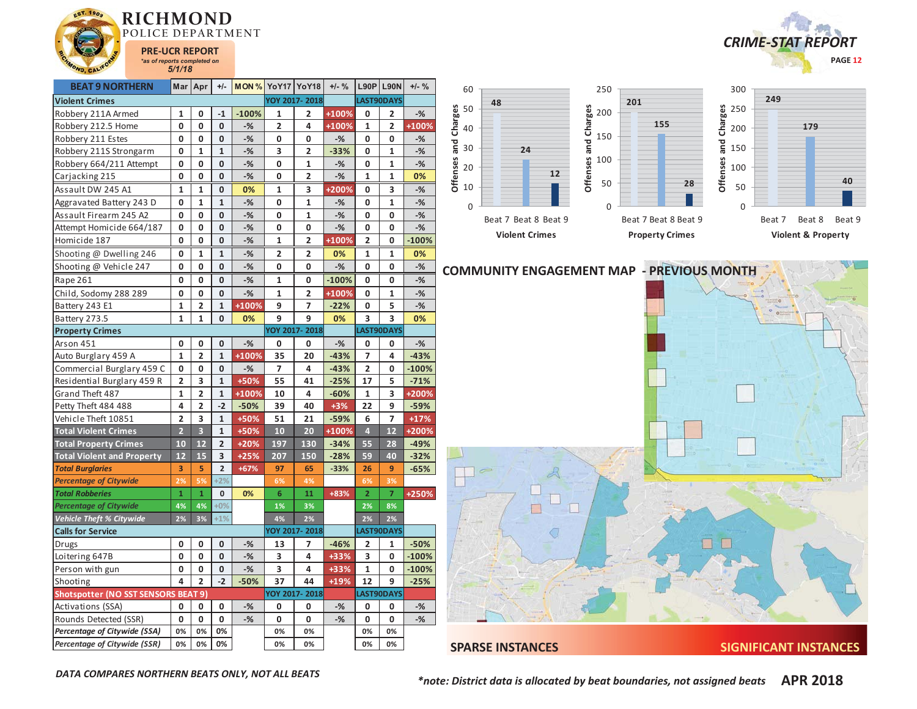# RICHMOND POLICE DEPARTMENT

**PRE-UCR REPORT**
*as of reports completed on 5/1/18*

**CRIME-STAT REPORT**

| BEAT 9 NORTHERN | Mar | Apr | +/- | MON % | YoY17 | YoY18 | +/- % | L90P | L90N | +/- % |
|---|---|---|---|---|---|---|---|---|---|---|
| **Violent Crimes** | | | | | YOY 2017-2018 | | | LAST90DAYS | | |
| Robbery 211A Armed | 1 | 0 | -1 | -100% | 1 | 2 | +100% | 0 | 2 | -% |
| Robbery 212.5 Home | 0 | 0 | 0 | -% | 2 | 4 | +100% | 1 | 2 | +100% |
| Robbery 211 Estes | 0 | 0 | 0 | -% | 0 | 0 | -% | 0 | 0 | -% |
| Robbery 211S Strongarm | 0 | 1 | 1 | -% | 3 | 2 | -33% | 0 | 1 | -% |
| Robbery 664/211 Attempt | 0 | 0 | 0 | -% | 0 | 1 | -% | 0 | 1 | -% |
| Carjacking 215 | 0 | 0 | 0 | -% | 0 | 2 | -% | 1 | 1 | 0% |
| Assault DW 245 A1 | 1 | 1 | 0 | 0% | 1 | 3 | +200% | 0 | 3 | -% |
| Aggravated Battery 243 D | 0 | 1 | 1 | -% | 0 | 1 | -% | 0 | 1 | -% |
| Assault Firearm 245 A2 | 0 | 0 | 0 | -% | 0 | 1 | -% | 0 | 0 | -% |
| Attempt Homicide 664/187 | 0 | 0 | 0 | -% | 0 | 0 | -% | 0 | 0 | -% |
| Homicide 187 | 0 | 0 | 0 | -% | 1 | 2 | +100% | 2 | 0 | -100% |
| Shooting @ Dwelling 246 | 0 | 1 | 1 | -% | 2 | 2 | 0% | 1 | 1 | 0% |
| Shooting @ Vehicle 247 | 0 | 0 | 0 | -% | 0 | 0 | -% | 0 | 0 | -% |
| Rape 261 | 0 | 0 | 0 | -% | 1 | 0 | -100% | 0 | 0 | -% |
| Child, Sodomy 288 289 | 0 | 0 | 0 | -% | 1 | 2 | +100% | 0 | 1 | -% |
| Battery 243 E1 | 1 | 2 | 1 | +100% | 9 | 7 | -22% | 0 | 5 | -% |
| Battery 273.5 | 1 | 1 | 0 | 0% | 9 | 9 | 0% | 3 | 3 | 0% |
| **Property Crimes** | | | | | YOY 2017-2018 | | | LAST90DAYS | | |
| Arson 451 | 0 | 0 | 0 | -% | 0 | 0 | -% | 0 | 0 | -% |
| Auto Burglary 459 A | 1 | 2 | 1 | +100% | 35 | 20 | -43% | 7 | 4 | -43% |
| Commercial Burglary 459 C | 0 | 0 | 0 | -% | 7 | 4 | -43% | 2 | 0 | -100% |
| Residential Burglary 459 R | 2 | 3 | 1 | +50% | 55 | 41 | -25% | 17 | 5 | -71% |
| Grand Theft 487 | 1 | 2 | 1 | +100% | 10 | 4 | -60% | 1 | 3 | +200% |
| Petty Theft 484 488 | 4 | 2 | -2 | -50% | 39 | 40 | +3% | 22 | 9 | -59% |
| Vehicle Theft 10851 | 2 | 3 | 1 | +50% | 51 | 21 | -59% | 6 | 7 | +17% |
| **Total Violent Crimes** | 2 | 3 | 1 | +50% | 10 | 20 | +100% | 4 | 12 | +200% |
| **Total Property Crimes** | 10 | 12 | 2 | +20% | 197 | 130 | -34% | 55 | 28 | -49% |
| **Total Violent and Property** | 12 | 15 | 3 | +25% | 207 | 150 | -28% | 59 | 40 | -32% |
| ***Total Burglaries*** | 3 | 5 | 2 | +67% | 97 | 65 | -33% | 26 | 9 | -65% |
| ***Percentage of Citywide*** | 2% | 5% | +2% | | 6% | 4% | | 6% | 3% | |
| ***Total Robberies*** | 1 | 1 | 0 | 0% | 6 | 11 | +83% | 2 | 7 | +250% |
| ***Percentage of Citywide*** | 4% | 4% | +0% | | 1% | 3% | | 2% | 8% | |
| ***Vehicle Theft % Citywide*** | 2% | 3% | +1% | | 4% | 2% | | 2% | 2% | |
| **Calls for Service** | | | | | YOY 2017-2018 | | | LAST90DAYS | | |
| Drugs | 0 | 0 | 0 | -% | 13 | 7 | -46% | 2 | 1 | -50% |
| Loitering 647B | 0 | 0 | 0 | -% | 3 | 4 | +33% | 3 | 0 | -100% |
| Person with gun | 0 | 0 | 0 | -% | 3 | 4 | +33% | 1 | 0 | -100% |
| Shooting | 4 | 2 | -2 | -50% | 37 | 44 | +19% | 12 | 9 | -25% |
| **Shotspotter (NO SST SENSORS BEAT 9)** | | | | | YOY 2017-2018 | | | LAST90DAYS | | |
| Activations (SSA) | 0 | 0 | 0 | -% | 0 | 0 | -% | 0 | 0 | -% |
| Rounds Detected (SSR) | 0 | 0 | 0 | -% | 0 | 0 | -% | 0 | 0 | -% |
| ***Percentage of Citywide (SSA)*** | 0% | 0% | 0% | | 0% | 0% | | 0% | 0% | |
| ***Percentage of Citywide (SSR)*** | 0% | 0% | 0% | | 0% | 0% | | 0% | 0% | |

Offenses and Charges
48
24
12
Beat 7 Beat 8 Beat 9
**Violent Crimes**

Offenses and Charges
201
155
28
Beat 7 Beat 8 Beat 9
**Property Crimes**

Offenses and Charges
249
179
40
Beat 7 Beat 8 Beat 9
**Violent & Property**

## COMMUNITY ENGAGEMENT MAP - PREVIOUS MONTH

SPARSE INSTANCES — SIGNIFICANT INSTANCES

*DATA COMPARES NORTHERN BEATS ONLY, NOT ALL BEATS*

**\*note: District data is allocated by beat boundaries, not assigned beats**

**APR 2018**